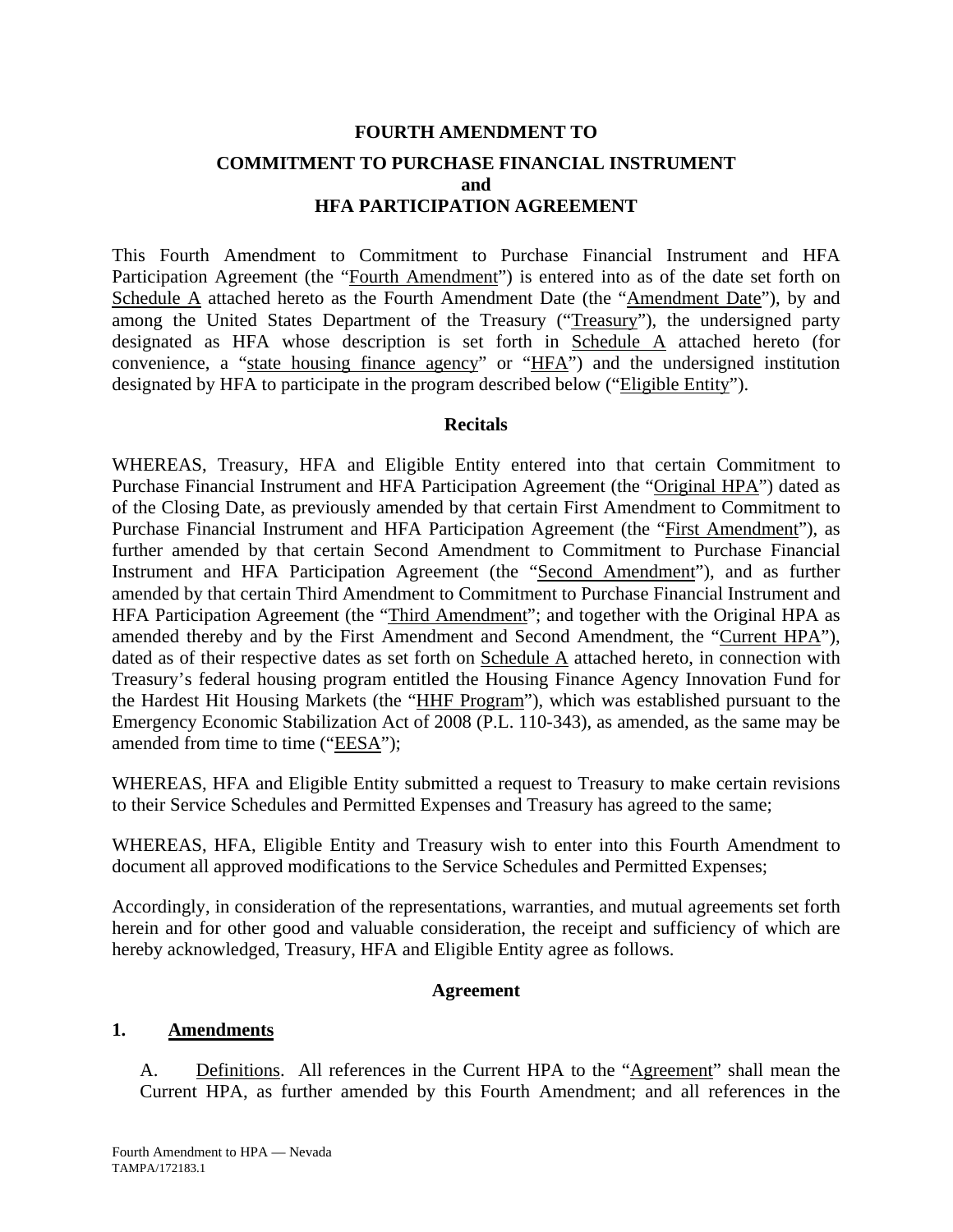# FOURTH AMENDMENT TO
## COMMITMENT TO PURCHASE FINANCIAL INSTRUMENT
## and
## HFA PARTICIPATION AGREEMENT

This Fourth Amendment to Commitment to Purchase Financial Instrument and HFA Participation Agreement (the "Fourth Amendment") is entered into as of the date set forth on Schedule A attached hereto as the Fourth Amendment Date (the "Amendment Date"), by and among the United States Department of the Treasury ("Treasury"), the undersigned party designated as HFA whose description is set forth in Schedule A attached hereto (for convenience, a "state housing finance agency" or "HFA") and the undersigned institution designated by HFA to participate in the program described below ("Eligible Entity").

### Recitals

WHEREAS, Treasury, HFA and Eligible Entity entered into that certain Commitment to Purchase Financial Instrument and HFA Participation Agreement (the "Original HPA") dated as of the Closing Date, as previously amended by that certain First Amendment to Commitment to Purchase Financial Instrument and HFA Participation Agreement (the "First Amendment"), as further amended by that certain Second Amendment to Commitment to Purchase Financial Instrument and HFA Participation Agreement (the "Second Amendment"), and as further amended by that certain Third Amendment to Commitment to Purchase Financial Instrument and HFA Participation Agreement (the "Third Amendment"; and together with the Original HPA as amended thereby and by the First Amendment and Second Amendment, the "Current HPA"), dated as of their respective dates as set forth on Schedule A attached hereto, in connection with Treasury's federal housing program entitled the Housing Finance Agency Innovation Fund for the Hardest Hit Housing Markets (the "HHF Program"), which was established pursuant to the Emergency Economic Stabilization Act of 2008 (P.L. 110-343), as amended, as the same may be amended from time to time ("EESA");

WHEREAS, HFA and Eligible Entity submitted a request to Treasury to make certain revisions to their Service Schedules and Permitted Expenses and Treasury has agreed to the same;

WHEREAS, HFA, Eligible Entity and Treasury wish to enter into this Fourth Amendment to document all approved modifications to the Service Schedules and Permitted Expenses;

Accordingly, in consideration of the representations, warranties, and mutual agreements set forth herein and for other good and valuable consideration, the receipt and sufficiency of which are hereby acknowledged, Treasury, HFA and Eligible Entity agree as follows.

### Agreement

**1. Amendments**

A. Definitions. All references in the Current HPA to the "Agreement" shall mean the Current HPA, as further amended by this Fourth Amendment; and all references in the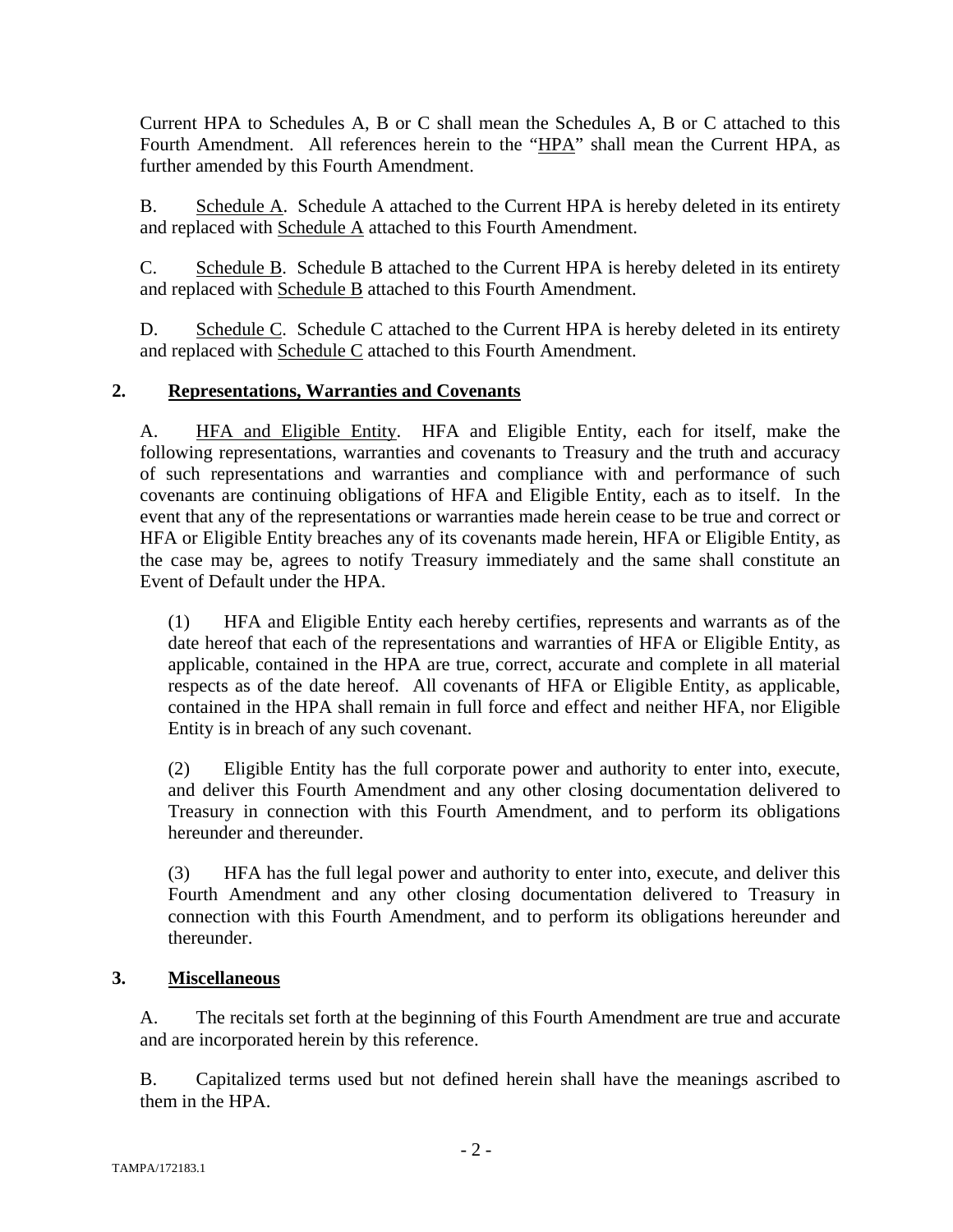Current HPA to Schedules A, B or C shall mean the Schedules A, B or C attached to this Fourth Amendment. All references herein to the "HPA" shall mean the Current HPA, as further amended by this Fourth Amendment.

B. Schedule A. Schedule A attached to the Current HPA is hereby deleted in its entirety and replaced with Schedule A attached to this Fourth Amendment.

C. Schedule B. Schedule B attached to the Current HPA is hereby deleted in its entirety and replaced with Schedule B attached to this Fourth Amendment.

D. Schedule C. Schedule C attached to the Current HPA is hereby deleted in its entirety and replaced with Schedule C attached to this Fourth Amendment.

## 2. Representations, Warranties and Covenants

A. HFA and Eligible Entity. HFA and Eligible Entity, each for itself, make the following representations, warranties and covenants to Treasury and the truth and accuracy of such representations and warranties and compliance with and performance of such covenants are continuing obligations of HFA and Eligible Entity, each as to itself. In the event that any of the representations or warranties made herein cease to be true and correct or HFA or Eligible Entity breaches any of its covenants made herein, HFA or Eligible Entity, as the case may be, agrees to notify Treasury immediately and the same shall constitute an Event of Default under the HPA.

(1) HFA and Eligible Entity each hereby certifies, represents and warrants as of the date hereof that each of the representations and warranties of HFA or Eligible Entity, as applicable, contained in the HPA are true, correct, accurate and complete in all material respects as of the date hereof. All covenants of HFA or Eligible Entity, as applicable, contained in the HPA shall remain in full force and effect and neither HFA, nor Eligible Entity is in breach of any such covenant.

(2) Eligible Entity has the full corporate power and authority to enter into, execute, and deliver this Fourth Amendment and any other closing documentation delivered to Treasury in connection with this Fourth Amendment, and to perform its obligations hereunder and thereunder.

(3) HFA has the full legal power and authority to enter into, execute, and deliver this Fourth Amendment and any other closing documentation delivered to Treasury in connection with this Fourth Amendment, and to perform its obligations hereunder and thereunder.

## 3. Miscellaneous

A. The recitals set forth at the beginning of this Fourth Amendment are true and accurate and are incorporated herein by this reference.

B. Capitalized terms used but not defined herein shall have the meanings ascribed to them in the HPA.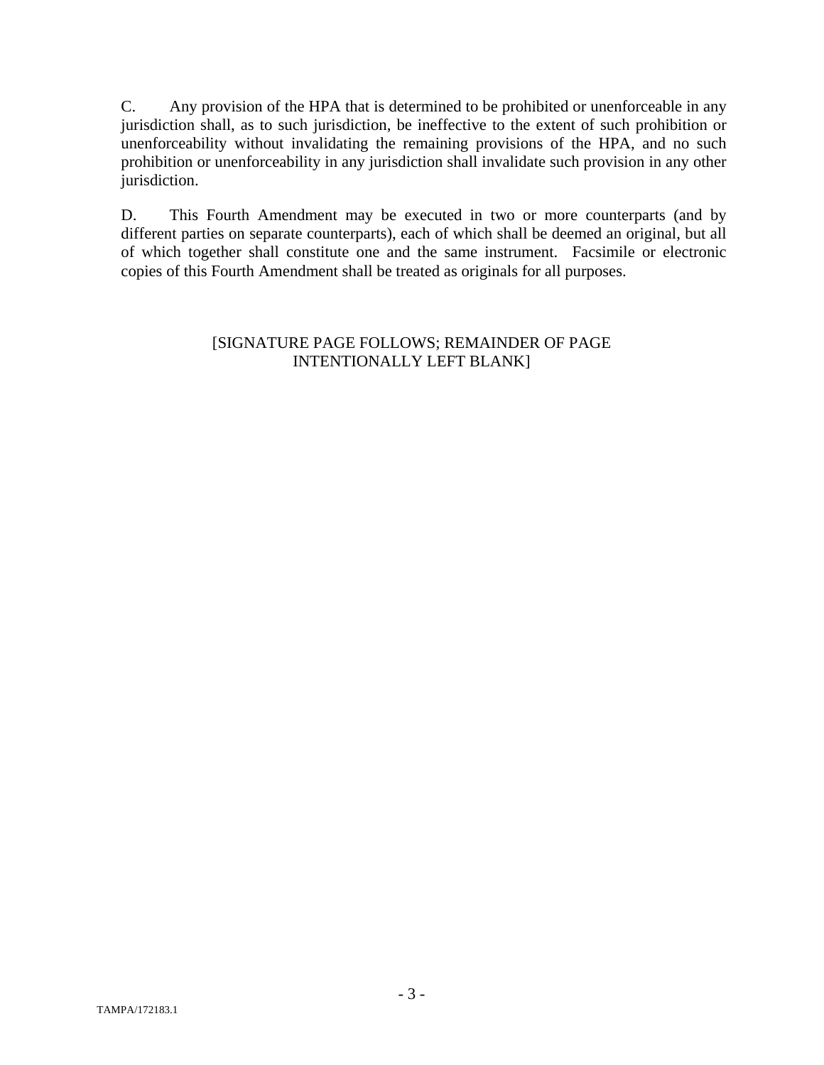C. Any provision of the HPA that is determined to be prohibited or unenforceable in any jurisdiction shall, as to such jurisdiction, be ineffective to the extent of such prohibition or unenforceability without invalidating the remaining provisions of the HPA, and no such prohibition or unenforceability in any jurisdiction shall invalidate such provision in any other jurisdiction.

D. This Fourth Amendment may be executed in two or more counterparts (and by different parties on separate counterparts), each of which shall be deemed an original, but all of which together shall constitute one and the same instrument. Facsimile or electronic copies of this Fourth Amendment shall be treated as originals for all purposes.

[SIGNATURE PAGE FOLLOWS; REMAINDER OF PAGE INTENTIONALLY LEFT BLANK]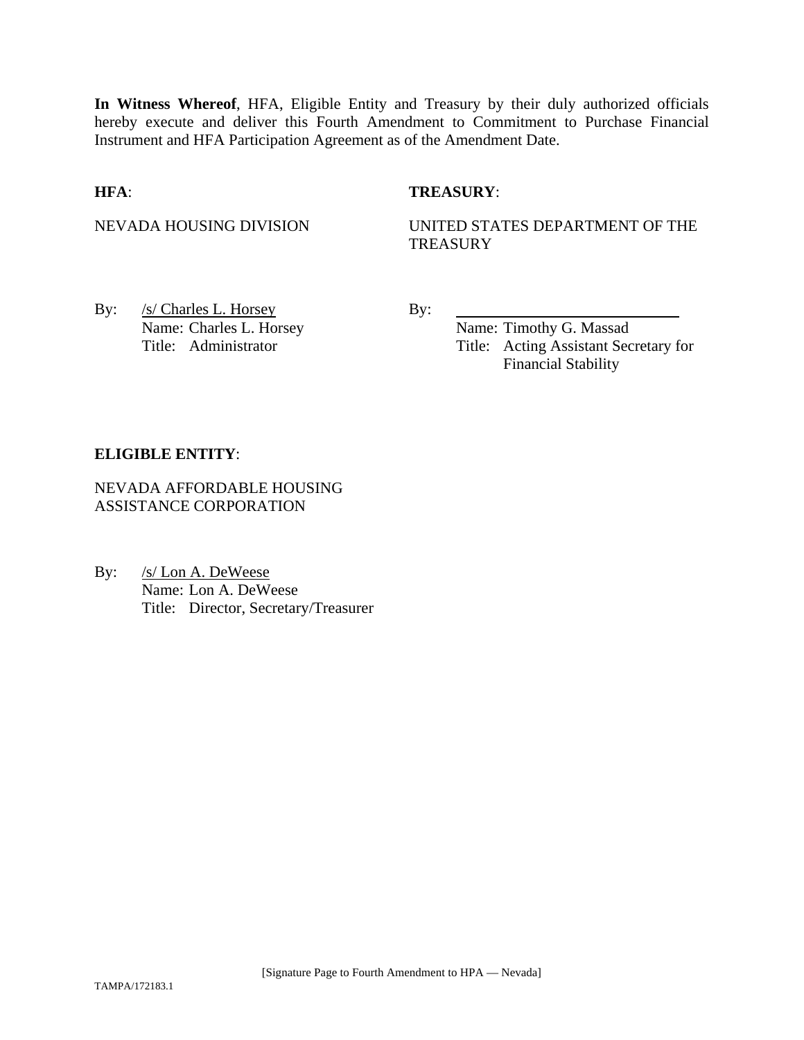**In Witness Whereof**, HFA, Eligible Entity and Treasury by their duly authorized officials hereby execute and deliver this Fourth Amendment to Commitment to Purchase Financial Instrument and HFA Participation Agreement as of the Amendment Date.

**HFA**:

NEVADA HOUSING DIVISION

By: /s/ Charles L. Horsey
Name: Charles L. Horsey
Title: Administrator

**TREASURY**:

UNITED STATES DEPARTMENT OF THE TREASURY

By: ____________________________
Name: Timothy G. Massad
Title: Acting Assistant Secretary for Financial Stability

**ELIGIBLE ENTITY**:

NEVADA AFFORDABLE HOUSING ASSISTANCE CORPORATION

By: /s/ Lon A. DeWeese
Name: Lon A. DeWeese
Title: Director, Secretary/Treasurer

[Signature Page to Fourth Amendment to HPA — Nevada]

TAMPA/172183.1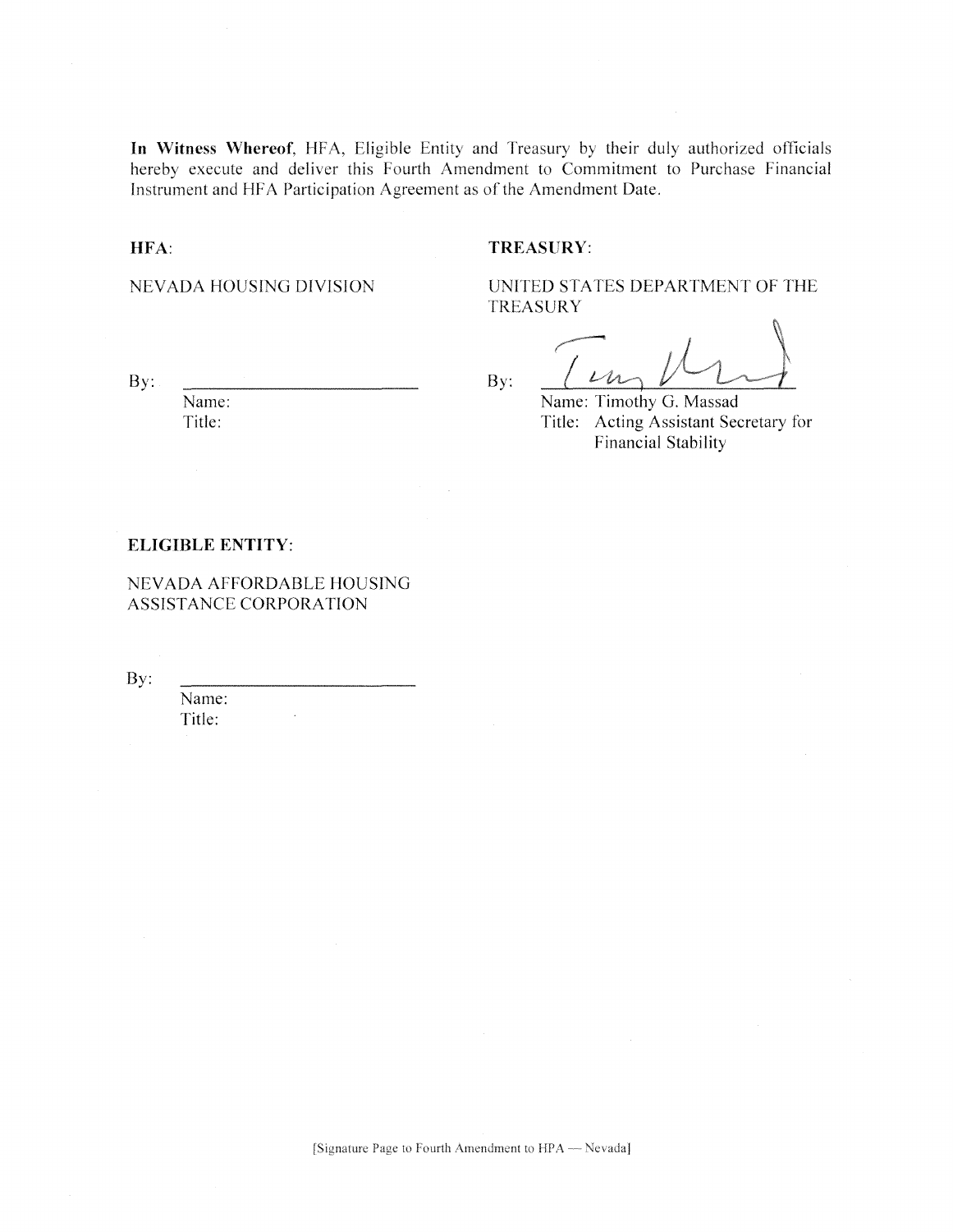**In Witness Whereof**, HFA, Eligible Entity and Treasury by their duly authorized officials hereby execute and deliver this Fourth Amendment to Commitment to Purchase Financial Instrument and HFA Participation Agreement as of the Amendment Date.

**HFA**:

NEVADA HOUSING DIVISION

By: ______________________
Name:
Title:

**TREASURY**:

UNITED STATES DEPARTMENT OF THE TREASURY

By: ______________________
Name: Timothy G. Massad
Title: Acting Assistant Secretary for Financial Stability

**ELIGIBLE ENTITY**:

NEVADA AFFORDABLE HOUSING ASSISTANCE CORPORATION

By: ______________________
Name:
Title:

[Signature Page to Fourth Amendment to HPA — Nevada]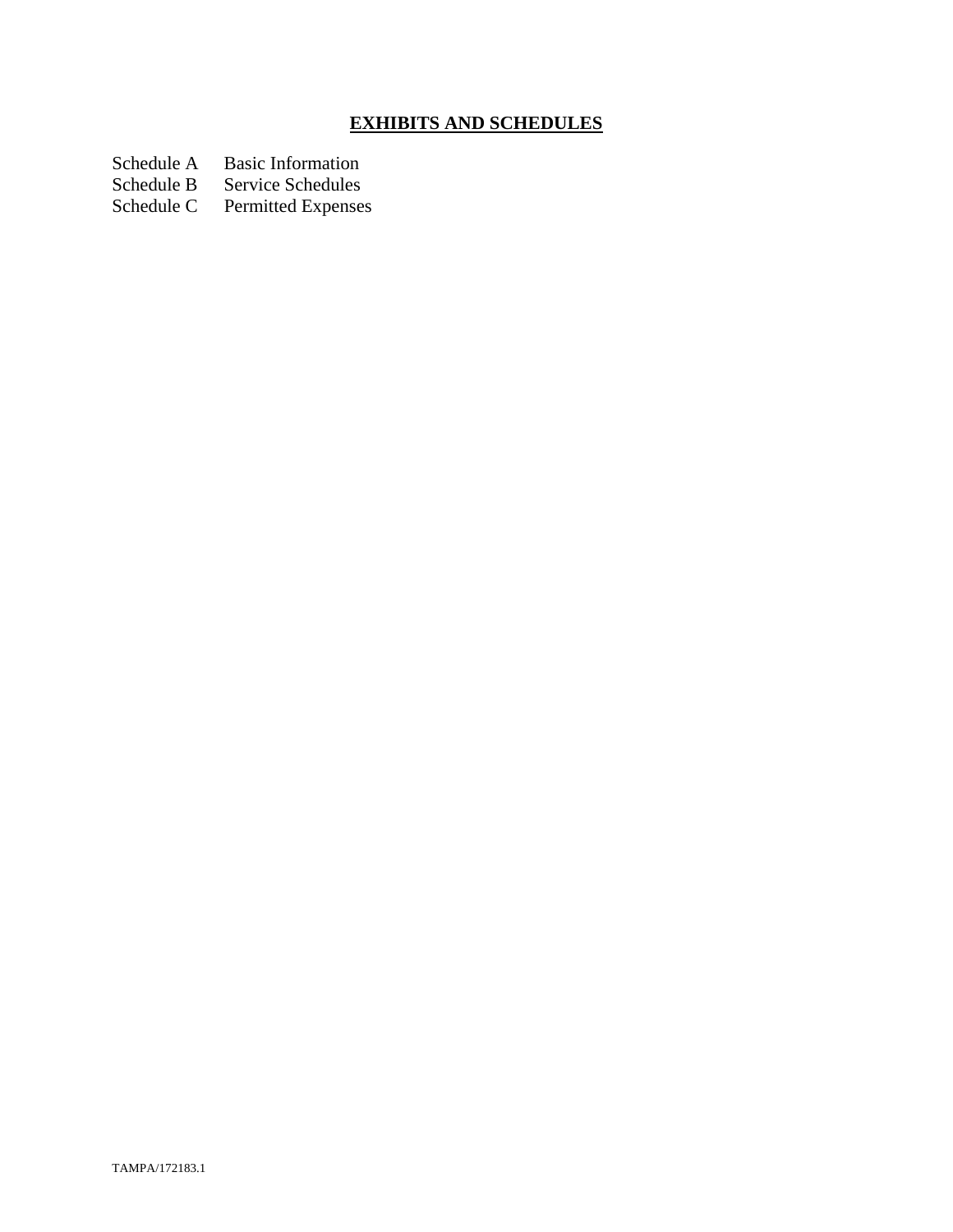## **EXHIBITS AND SCHEDULES**

| | |
|---|---|
| Schedule A | Basic Information |
| Schedule B | Service Schedules |
| Schedule C | Permitted Expenses |

TAMPA/172183.1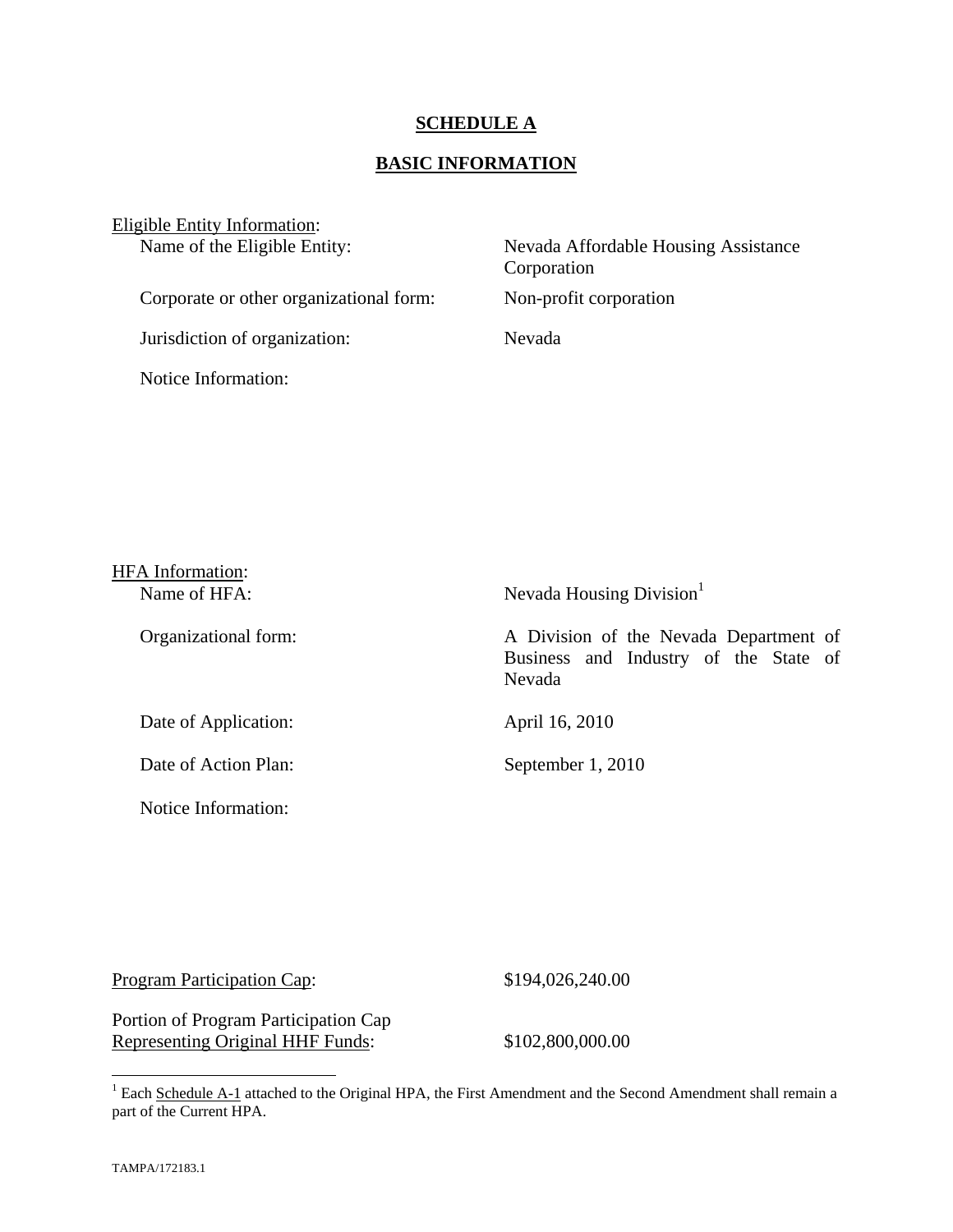# SCHEDULE A

## BASIC INFORMATION

Eligible Entity Information:

| | |
|---|---|
| Name of the Eligible Entity: | Nevada Affordable Housing Assistance Corporation |
| Corporate or other organizational form: | Non-profit corporation |
| Jurisdiction of organization: | Nevada |
| Notice Information: | |

HFA Information:

| | |
|---|---|
| Name of HFA: | Nevada Housing Division[1] |
| Organizational form: | A Division of the Nevada Department of Business and Industry of the State of Nevada |
| Date of Application: | April 16, 2010 |
| Date of Action Plan: | September 1, 2010 |
| Notice Information: | |

| | |
|---|---|
| Program Participation Cap: | $194,026,240.00 |
| Portion of Program Participation Cap Representing Original HHF Funds: | $102,800,000.00 |

[1] Each Schedule A-1 attached to the Original HPA, the First Amendment and the Second Amendment shall remain a part of the Current HPA.

TAMPA/172183.1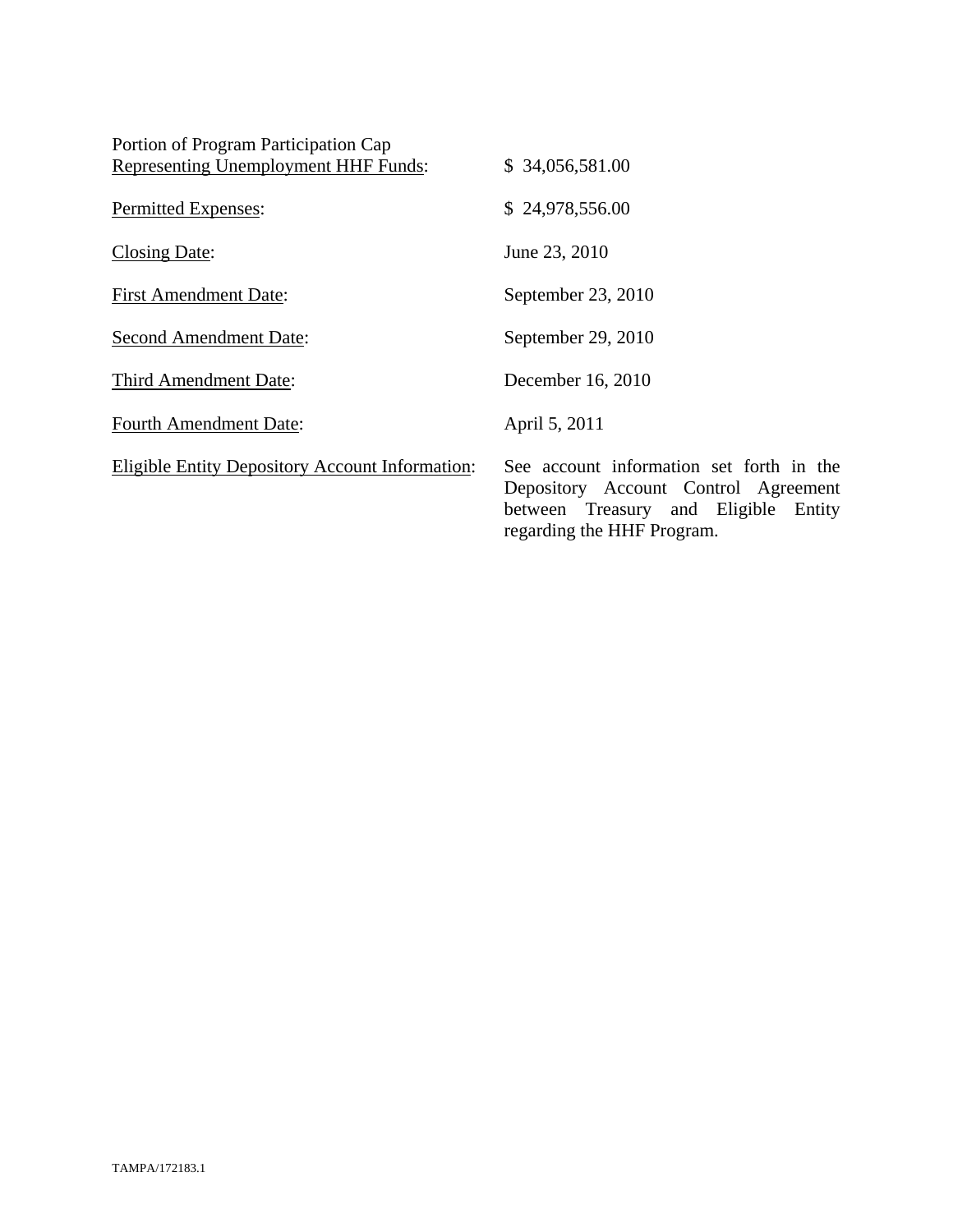Portion of Program Participation Cap <u>Representing Unemployment HHF Funds</u>: $ 34,056,581.00

<u>Permitted Expenses</u>: $ 24,978,556.00

<u>Closing Date</u>: June 23, 2010

<u>First Amendment Date</u>: September 23, 2010

<u>Second Amendment Date</u>: September 29, 2010

<u>Third Amendment Date</u>: December 16, 2010

<u>Fourth Amendment Date</u>: April 5, 2011

<u>Eligible Entity Depository Account Information</u>: See account information set forth in the Depository Account Control Agreement between Treasury and Eligible Entity regarding the HHF Program.

TAMPA/172183.1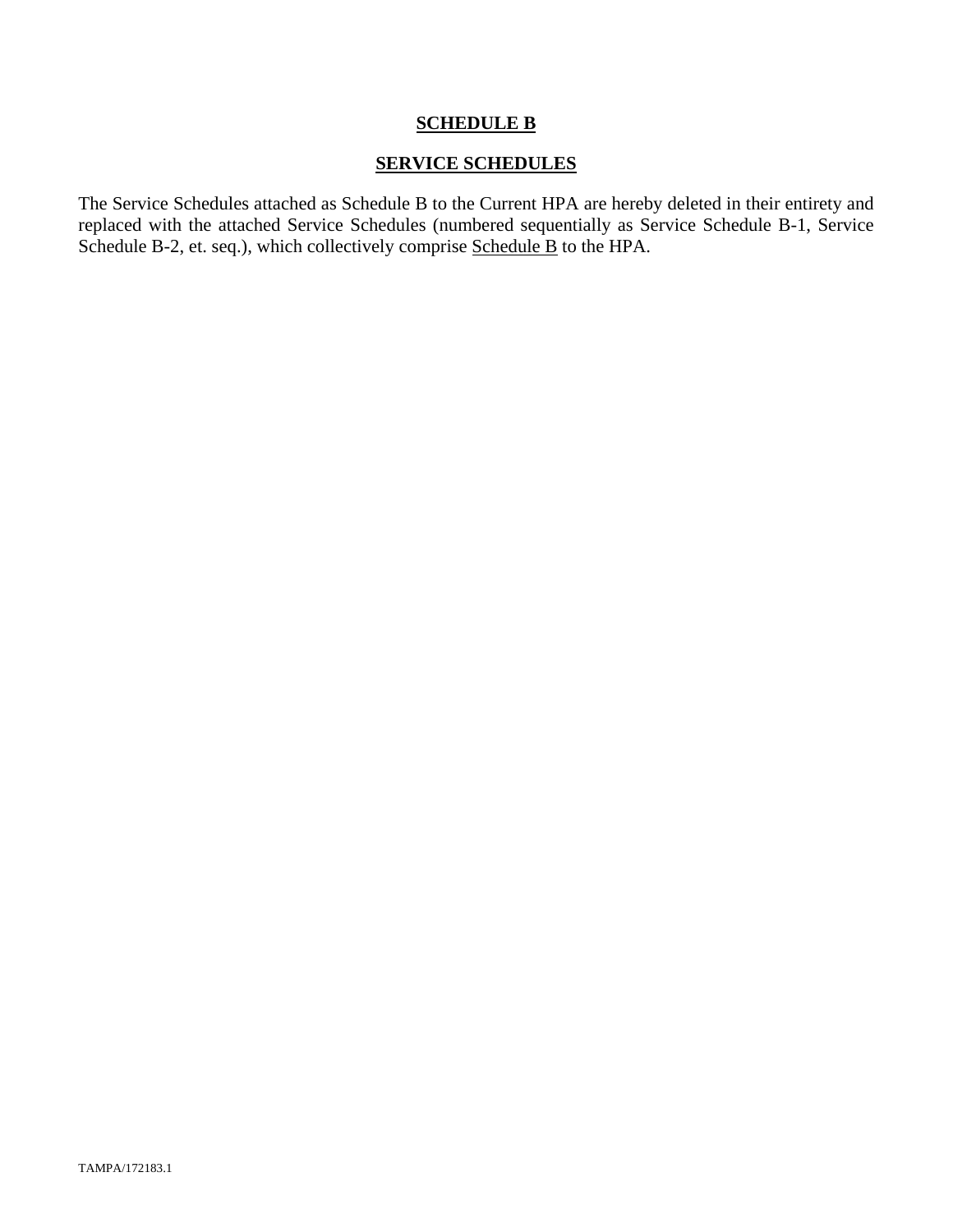# SCHEDULE B

## SERVICE SCHEDULES

The Service Schedules attached as Schedule B to the Current HPA are hereby deleted in their entirety and replaced with the attached Service Schedules (numbered sequentially as Service Schedule B-1, Service Schedule B-2, et. seq.), which collectively comprise Schedule B to the HPA.

TAMPA/172183.1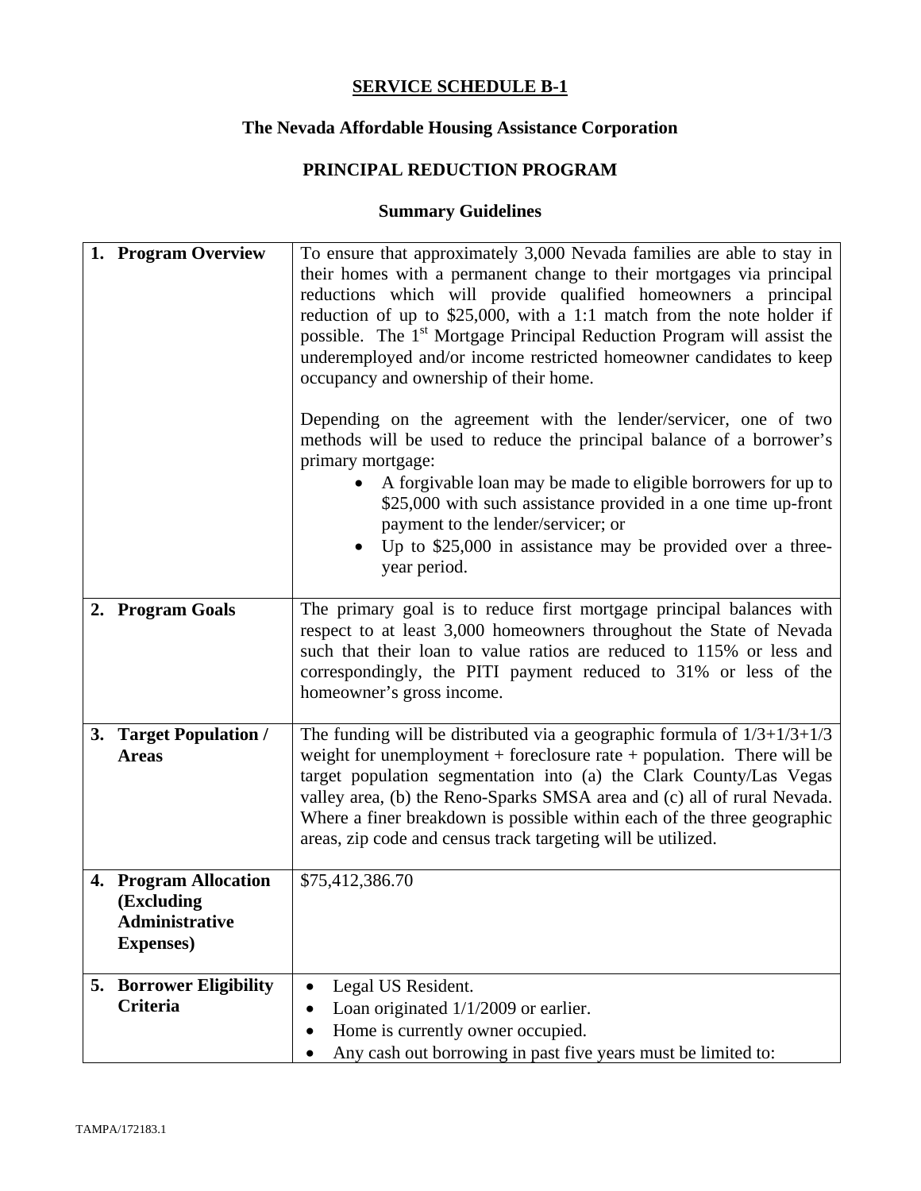**SERVICE SCHEDULE B-1**

**The Nevada Affordable Housing Assistance Corporation**

**PRINCIPAL REDUCTION PROGRAM**

**Summary Guidelines**

| | |
|---|---|
| **1. Program Overview** | To ensure that approximately 3,000 Nevada families are able to stay in their homes with a permanent change to their mortgages via principal reductions which will provide qualified homeowners a principal reduction of up to $25,000, with a 1:1 match from the note holder if possible. The 1st Mortgage Principal Reduction Program will assist the underemployed and/or income restricted homeowner candidates to keep occupancy and ownership of their home.<br><br>Depending on the agreement with the lender/servicer, one of two methods will be used to reduce the principal balance of a borrower's primary mortgage:<br>• A forgivable loan may be made to eligible borrowers for up to $25,000 with such assistance provided in a one time up-front payment to the lender/servicer; or<br>• Up to $25,000 in assistance may be provided over a three-year period. |
| **2. Program Goals** | The primary goal is to reduce first mortgage principal balances with respect to at least 3,000 homeowners throughout the State of Nevada such that their loan to value ratios are reduced to 115% or less and correspondingly, the PITI payment reduced to 31% or less of the homeowner's gross income. |
| **3. Target Population / Areas** | The funding will be distributed via a geographic formula of 1/3+1/3+1/3 weight for unemployment + foreclosure rate + population. There will be target population segmentation into (a) the Clark County/Las Vegas valley area, (b) the Reno-Sparks SMSA area and (c) all of rural Nevada. Where a finer breakdown is possible within each of the three geographic areas, zip code and census track targeting will be utilized. |
| **4. Program Allocation (Excluding Administrative Expenses)** | $75,412,386.70 |
| **5. Borrower Eligibility Criteria** | • Legal US Resident.<br>• Loan originated 1/1/2009 or earlier.<br>• Home is currently owner occupied.<br>• Any cash out borrowing in past five years must be limited to: |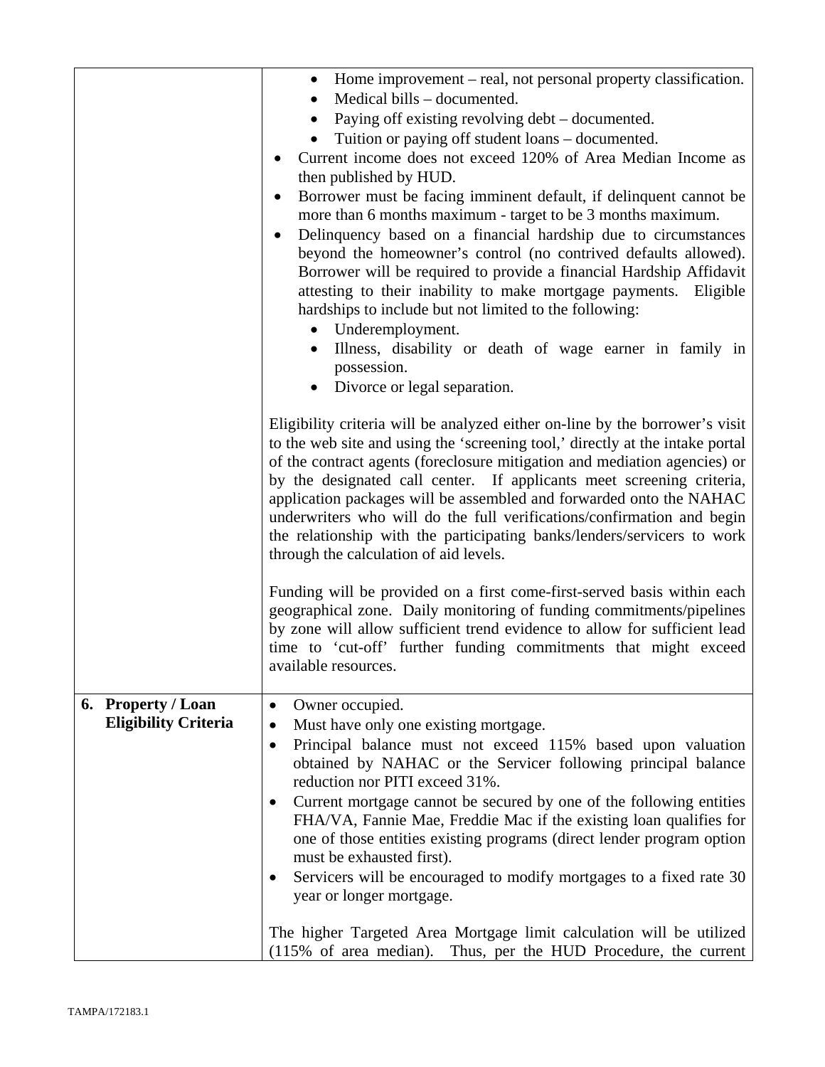| | |
|---|---|
| | • Home improvement – real, not personal property classification.<br>• Medical bills – documented.<br>• Paying off existing revolving debt – documented.<br>• Tuition or paying off student loans – documented.<br><br>• Current income does not exceed 120% of Area Median Income as then published by HUD.<br>• Borrower must be facing imminent default, if delinquent cannot be more than 6 months maximum - target to be 3 months maximum.<br>• Delinquency based on a financial hardship due to circumstances beyond the homeowner's control (no contrived defaults allowed). Borrower will be required to provide a financial Hardship Affidavit attesting to their inability to make mortgage payments. Eligible hardships to include but not limited to the following:<br>  • Underemployment.<br>  • Illness, disability or death of wage earner in family in possession.<br>  • Divorce or legal separation.<br><br>Eligibility criteria will be analyzed either on-line by the borrower's visit to the web site and using the 'screening tool,' directly at the intake portal of the contract agents (foreclosure mitigation and mediation agencies) or by the designated call center. If applicants meet screening criteria, application packages will be assembled and forwarded onto the NAHAC underwriters who will do the full verifications/confirmation and begin the relationship with the participating banks/lenders/servicers to work through the calculation of aid levels.<br><br>Funding will be provided on a first come-first-served basis within each geographical zone. Daily monitoring of funding commitments/pipelines by zone will allow sufficient trend evidence to allow for sufficient lead time to 'cut-off' further funding commitments that might exceed available resources. |
| **6. Property / Loan Eligibility Criteria** | • Owner occupied.<br>• Must have only one existing mortgage.<br>• Principal balance must not exceed 115% based upon valuation obtained by NAHAC or the Servicer following principal balance reduction nor PITI exceed 31%.<br>• Current mortgage cannot be secured by one of the following entities FHA/VA, Fannie Mae, Freddie Mac if the existing loan qualifies for one of those entities existing programs (direct lender program option must be exhausted first).<br>• Servicers will be encouraged to modify mortgages to a fixed rate 30 year or longer mortgage.<br><br>The higher Targeted Area Mortgage limit calculation will be utilized (115% of area median). Thus, per the HUD Procedure, the current |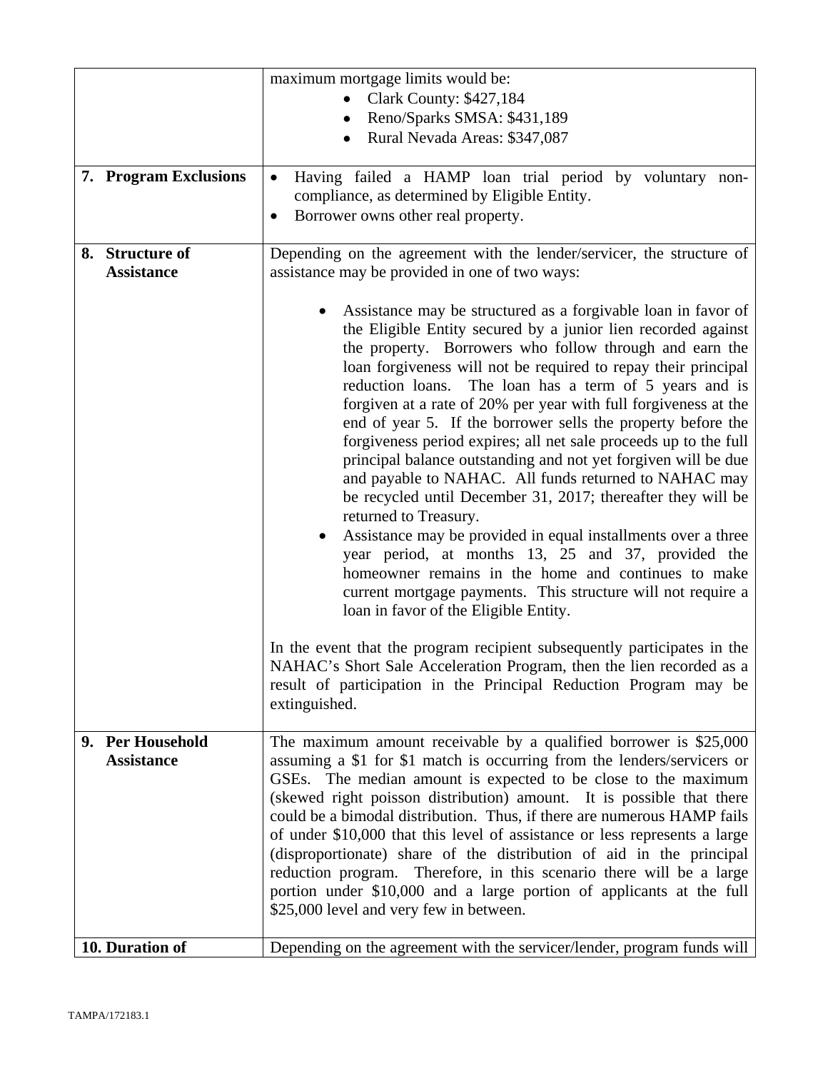| | |
|---|---|
| | maximum mortgage limits would be:<br>• Clark County: $427,184<br>• Reno/Sparks SMSA: $431,189<br>• Rural Nevada Areas: $347,087 |
| **7. Program Exclusions** | • Having failed a HAMP loan trial period by voluntary non-compliance, as determined by Eligible Entity.<br>• Borrower owns other real property. |
| **8. Structure of Assistance** | Depending on the agreement with the lender/servicer, the structure of assistance may be provided in one of two ways:<br><br>• Assistance may be structured as a forgivable loan in favor of the Eligible Entity secured by a junior lien recorded against the property. Borrowers who follow through and earn the loan forgiveness will not be required to repay their principal reduction loans. The loan has a term of 5 years and is forgiven at a rate of 20% per year with full forgiveness at the end of year 5. If the borrower sells the property before the forgiveness period expires; all net sale proceeds up to the full principal balance outstanding and not yet forgiven will be due and payable to NAHAC. All funds returned to NAHAC may be recycled until December 31, 2017; thereafter they will be returned to Treasury.<br>• Assistance may be provided in equal installments over a three year period, at months 13, 25 and 37, provided the homeowner remains in the home and continues to make current mortgage payments. This structure will not require a loan in favor of the Eligible Entity.<br><br>In the event that the program recipient subsequently participates in the NAHAC's Short Sale Acceleration Program, then the lien recorded as a result of participation in the Principal Reduction Program may be extinguished. |
| **9. Per Household Assistance** | The maximum amount receivable by a qualified borrower is $25,000 assuming a $1 for $1 match is occurring from the lenders/servicers or GSEs. The median amount is expected to be close to the maximum (skewed right poisson distribution) amount. It is possible that there could be a bimodal distribution. Thus, if there are numerous HAMP fails of under $10,000 that this level of assistance or less represents a large (disproportionate) share of the distribution of aid in the principal reduction program. Therefore, in this scenario there will be a large portion under $10,000 and a large portion of applicants at the full $25,000 level and very few in between. |
| **10. Duration of** | Depending on the agreement with the servicer/lender, program funds will |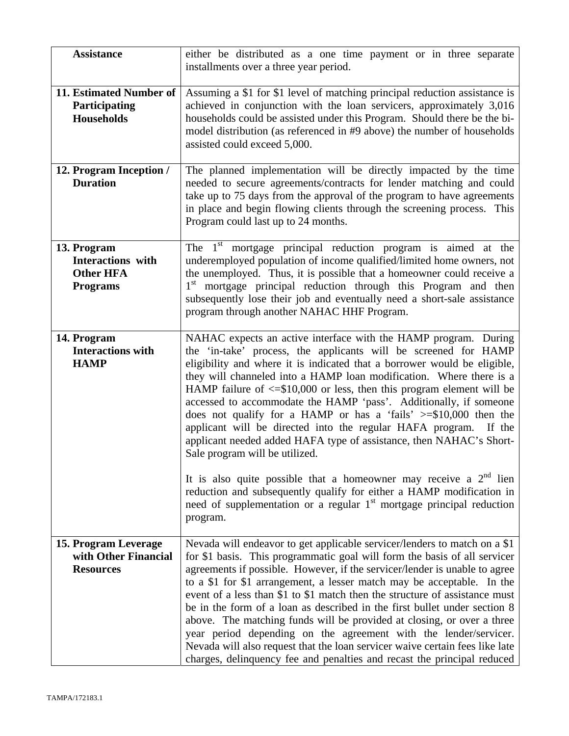| | |
|---|---|
| **Assistance** | either be distributed as a one time payment or in three separate installments over a three year period. |
| **11. Estimated Number of Participating Households** | Assuming a $1 for $1 level of matching principal reduction assistance is achieved in conjunction with the loan servicers, approximately 3,016 households could be assisted under this Program. Should there be the bi-model distribution (as referenced in #9 above) the number of households assisted could exceed 5,000. |
| **12. Program Inception / Duration** | The planned implementation will be directly impacted by the time needed to secure agreements/contracts for lender matching and could take up to 75 days from the approval of the program to have agreements in place and begin flowing clients through the screening process. This Program could last up to 24 months. |
| **13. Program Interactions with Other HFA Programs** | The 1st mortgage principal reduction program is aimed at the underemployed population of income qualified/limited home owners, not the unemployed. Thus, it is possible that a homeowner could receive a 1st mortgage principal reduction through this Program and then subsequently lose their job and eventually need a short-sale assistance program through another NAHAC HHF Program. |
| **14. Program Interactions with HAMP** | NAHAC expects an active interface with the HAMP program. During the 'in-take' process, the applicants will be screened for HAMP eligibility and where it is indicated that a borrower would be eligible, they will channeled into a HAMP loan modification. Where there is a HAMP failure of <=$10,000 or less, then this program element will be accessed to accommodate the HAMP 'pass'. Additionally, if someone does not qualify for a HAMP or has a 'fails' >=$10,000 then the applicant will be directed into the regular HAFA program. If the applicant needed added HAFA type of assistance, then NAHAC's Short-Sale program will be utilized.<br><br>It is also quite possible that a homeowner may receive a 2nd lien reduction and subsequently qualify for either a HAMP modification in need of supplementation or a regular 1st mortgage principal reduction program. |
| **15. Program Leverage with Other Financial Resources** | Nevada will endeavor to get applicable servicer/lenders to match on a $1 for $1 basis. This programmatic goal will form the basis of all servicer agreements if possible. However, if the servicer/lender is unable to agree to a $1 for $1 arrangement, a lesser match may be acceptable. In the event of a less than $1 to $1 match then the structure of assistance must be in the form of a loan as described in the first bullet under section 8 above. The matching funds will be provided at closing, or over a three year period depending on the agreement with the lender/servicer. Nevada will also request that the loan servicer waive certain fees like late charges, delinquency fee and penalties and recast the principal reduced |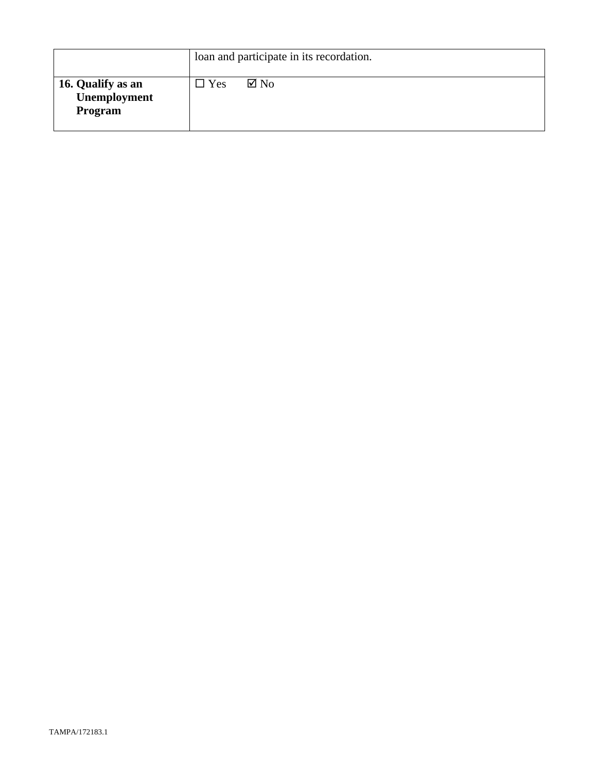| | |
|---|---|
| | loan and participate in its recordation. |
| **16. Qualify as an Unemployment Program** | ☐ Yes ☑ No |

TAMPA/172183.1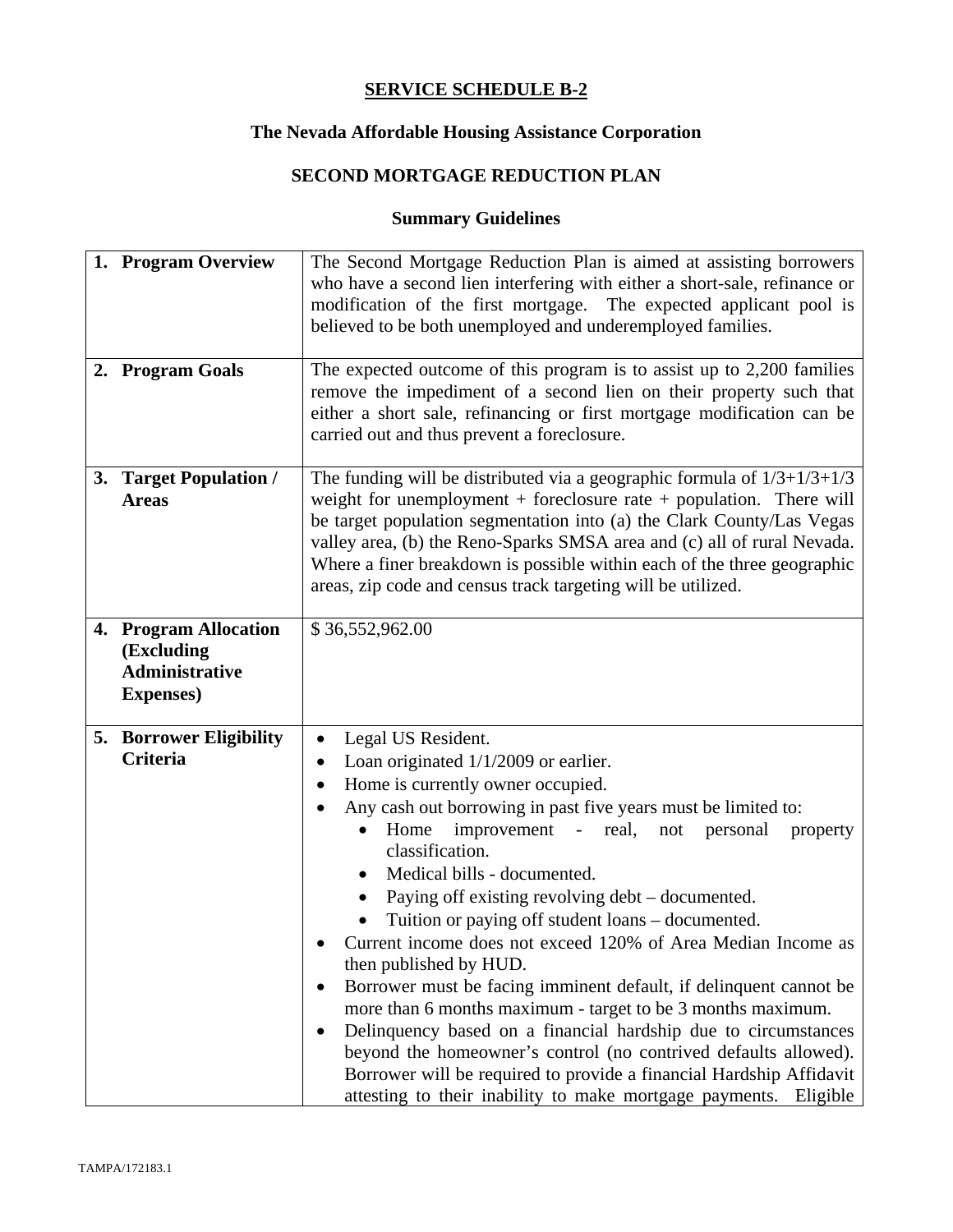**SERVICE SCHEDULE B-2**

**The Nevada Affordable Housing Assistance Corporation**

**SECOND MORTGAGE REDUCTION PLAN**

**Summary Guidelines**

| | |
|---|---|
| **1. Program Overview** | The Second Mortgage Reduction Plan is aimed at assisting borrowers who have a second lien interfering with either a short-sale, refinance or modification of the first mortgage. The expected applicant pool is believed to be both unemployed and underemployed families. |
| **2. Program Goals** | The expected outcome of this program is to assist up to 2,200 families remove the impediment of a second lien on their property such that either a short sale, refinancing or first mortgage modification can be carried out and thus prevent a foreclosure. |
| **3. Target Population / Areas** | The funding will be distributed via a geographic formula of 1/3+1/3+1/3 weight for unemployment + foreclosure rate + population. There will be target population segmentation into (a) the Clark County/Las Vegas valley area, (b) the Reno-Sparks SMSA area and (c) all of rural Nevada. Where a finer breakdown is possible within each of the three geographic areas, zip code and census track targeting will be utilized. |
| **4. Program Allocation (Excluding Administrative Expenses)** | $ 36,552,962.00 |
| **5. Borrower Eligibility Criteria** | • Legal US Resident.<br>• Loan originated 1/1/2009 or earlier.<br>• Home is currently owner occupied.<br>• Any cash out borrowing in past five years must be limited to:<br>&nbsp;&nbsp;&nbsp;&nbsp;• Home improvement - real, not personal property classification.<br>&nbsp;&nbsp;&nbsp;&nbsp;• Medical bills - documented.<br>&nbsp;&nbsp;&nbsp;&nbsp;• Paying off existing revolving debt – documented.<br>&nbsp;&nbsp;&nbsp;&nbsp;• Tuition or paying off student loans – documented.<br>• Current income does not exceed 120% of Area Median Income as then published by HUD.<br>• Borrower must be facing imminent default, if delinquent cannot be more than 6 months maximum - target to be 3 months maximum.<br>• Delinquency based on a financial hardship due to circumstances beyond the homeowner's control (no contrived defaults allowed). Borrower will be required to provide a financial Hardship Affidavit attesting to their inability to make mortgage payments. Eligible |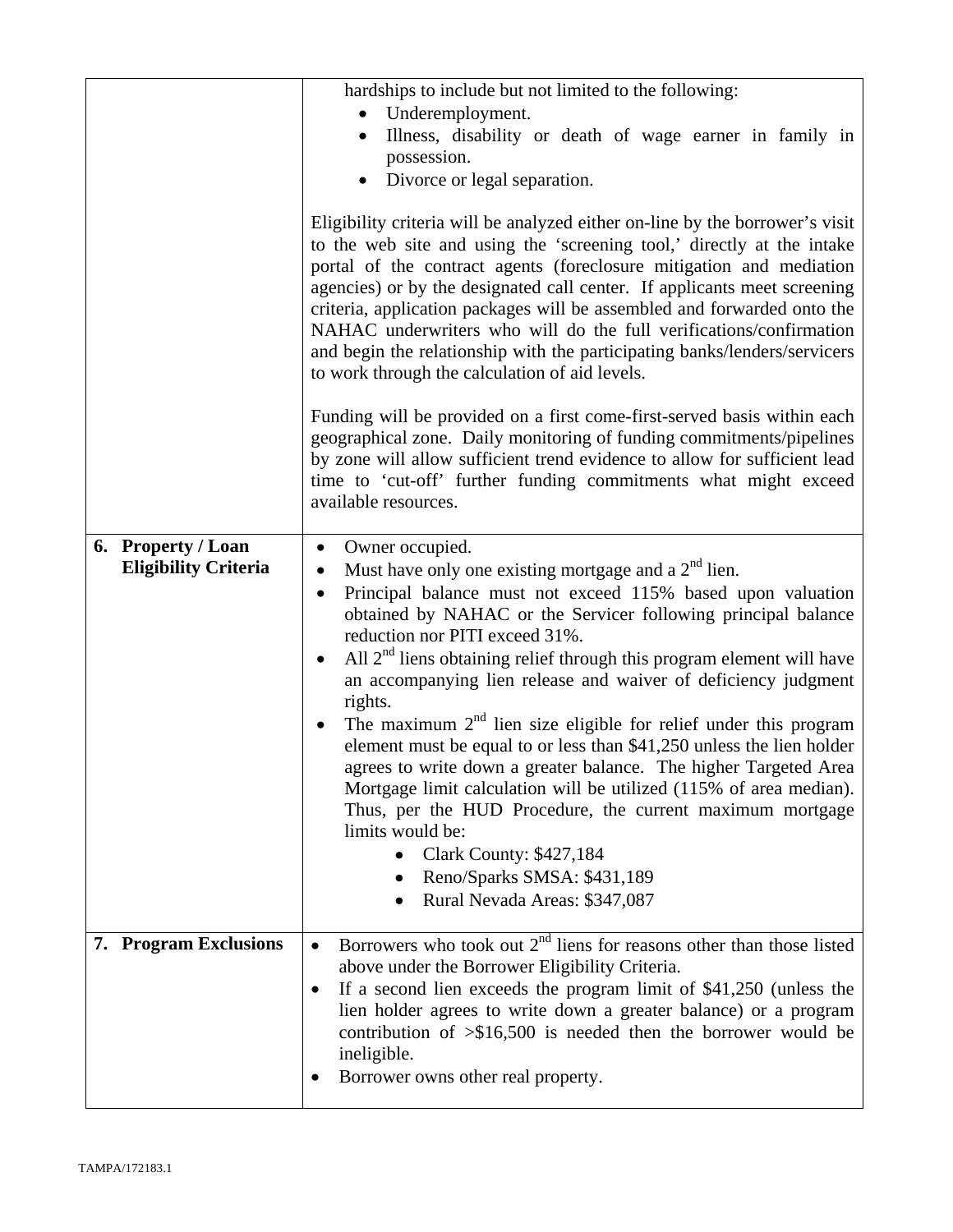| | |
|---|---|
| | hardships to include but not limited to the following: <br>• Underemployment. <br>• Illness, disability or death of wage earner in family in possession. <br>• Divorce or legal separation. <br><br>Eligibility criteria will be analyzed either on-line by the borrower's visit to the web site and using the 'screening tool,' directly at the intake portal of the contract agents (foreclosure mitigation and mediation agencies) or by the designated call center. If applicants meet screening criteria, application packages will be assembled and forwarded onto the NAHAC underwriters who will do the full verifications/confirmation and begin the relationship with the participating banks/lenders/servicers to work through the calculation of aid levels. <br><br>Funding will be provided on a first come-first-served basis within each geographical zone. Daily monitoring of funding commitments/pipelines by zone will allow sufficient trend evidence to allow for sufficient lead time to 'cut-off' further funding commitments what might exceed available resources. |
| **6. Property / Loan Eligibility Criteria** | • Owner occupied. <br>• Must have only one existing mortgage and a 2nd lien. <br>• Principal balance must not exceed 115% based upon valuation obtained by NAHAC or the Servicer following principal balance reduction nor PITI exceed 31%. <br>• All 2nd liens obtaining relief through this program element will have an accompanying lien release and waiver of deficiency judgment rights. <br>• The maximum 2nd lien size eligible for relief under this program element must be equal to or less than $41,250 unless the lien holder agrees to write down a greater balance. The higher Targeted Area Mortgage limit calculation will be utilized (115% of area median). Thus, per the HUD Procedure, the current maximum mortgage limits would be: <br>  ◦ Clark County: $427,184 <br>  ◦ Reno/Sparks SMSA: $431,189 <br>  ◦ Rural Nevada Areas: $347,087 |
| **7. Program Exclusions** | • Borrowers who took out 2nd liens for reasons other than those listed above under the Borrower Eligibility Criteria. <br>• If a second lien exceeds the program limit of $41,250 (unless the lien holder agrees to write down a greater balance) or a program contribution of >$16,500 is needed then the borrower would be ineligible. <br>• Borrower owns other real property. |

TAMPA/172183.1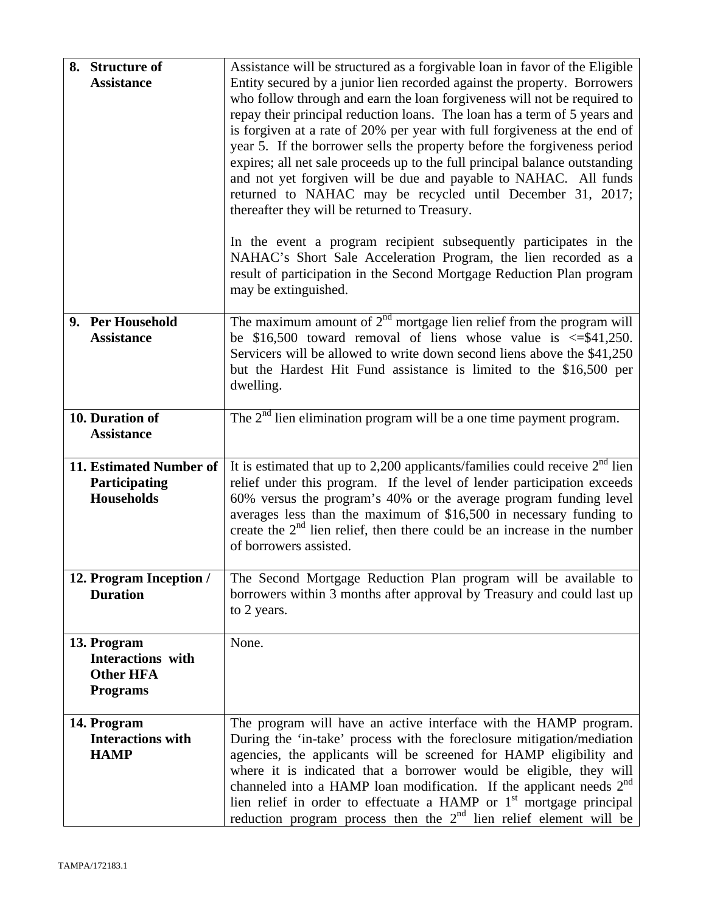| | |
|---|---|
| **8. Structure of Assistance** | Assistance will be structured as a forgivable loan in favor of the Eligible Entity secured by a junior lien recorded against the property. Borrowers who follow through and earn the loan forgiveness will not be required to repay their principal reduction loans. The loan has a term of 5 years and is forgiven at a rate of 20% per year with full forgiveness at the end of year 5. If the borrower sells the property before the forgiveness period expires; all net sale proceeds up to the full principal balance outstanding and not yet forgiven will be due and payable to NAHAC. All funds returned to NAHAC may be recycled until December 31, 2017; thereafter they will be returned to Treasury.<br><br>In the event a program recipient subsequently participates in the NAHAC's Short Sale Acceleration Program, the lien recorded as a result of participation in the Second Mortgage Reduction Plan program may be extinguished. |
| **9. Per Household Assistance** | The maximum amount of 2nd mortgage lien relief from the program will be $16,500 toward removal of liens whose value is <=$41,250. Servicers will be allowed to write down second liens above the $41,250 but the Hardest Hit Fund assistance is limited to the $16,500 per dwelling. |
| **10. Duration of Assistance** | The 2nd lien elimination program will be a one time payment program. |
| **11. Estimated Number of Participating Households** | It is estimated that up to 2,200 applicants/families could receive 2nd lien relief under this program. If the level of lender participation exceeds 60% versus the program's 40% or the average program funding level averages less than the maximum of $16,500 in necessary funding to create the 2nd lien relief, then there could be an increase in the number of borrowers assisted. |
| **12. Program Inception / Duration** | The Second Mortgage Reduction Plan program will be available to borrowers within 3 months after approval by Treasury and could last up to 2 years. |
| **13. Program Interactions with Other HFA Programs** | None. |
| **14. Program Interactions with HAMP** | The program will have an active interface with the HAMP program. During the 'in-take' process with the foreclosure mitigation/mediation agencies, the applicants will be screened for HAMP eligibility and where it is indicated that a borrower would be eligible, they will channeled into a HAMP loan modification. If the applicant needs 2nd lien relief in order to effectuate a HAMP or 1st mortgage principal reduction program process then the 2nd lien relief element will be |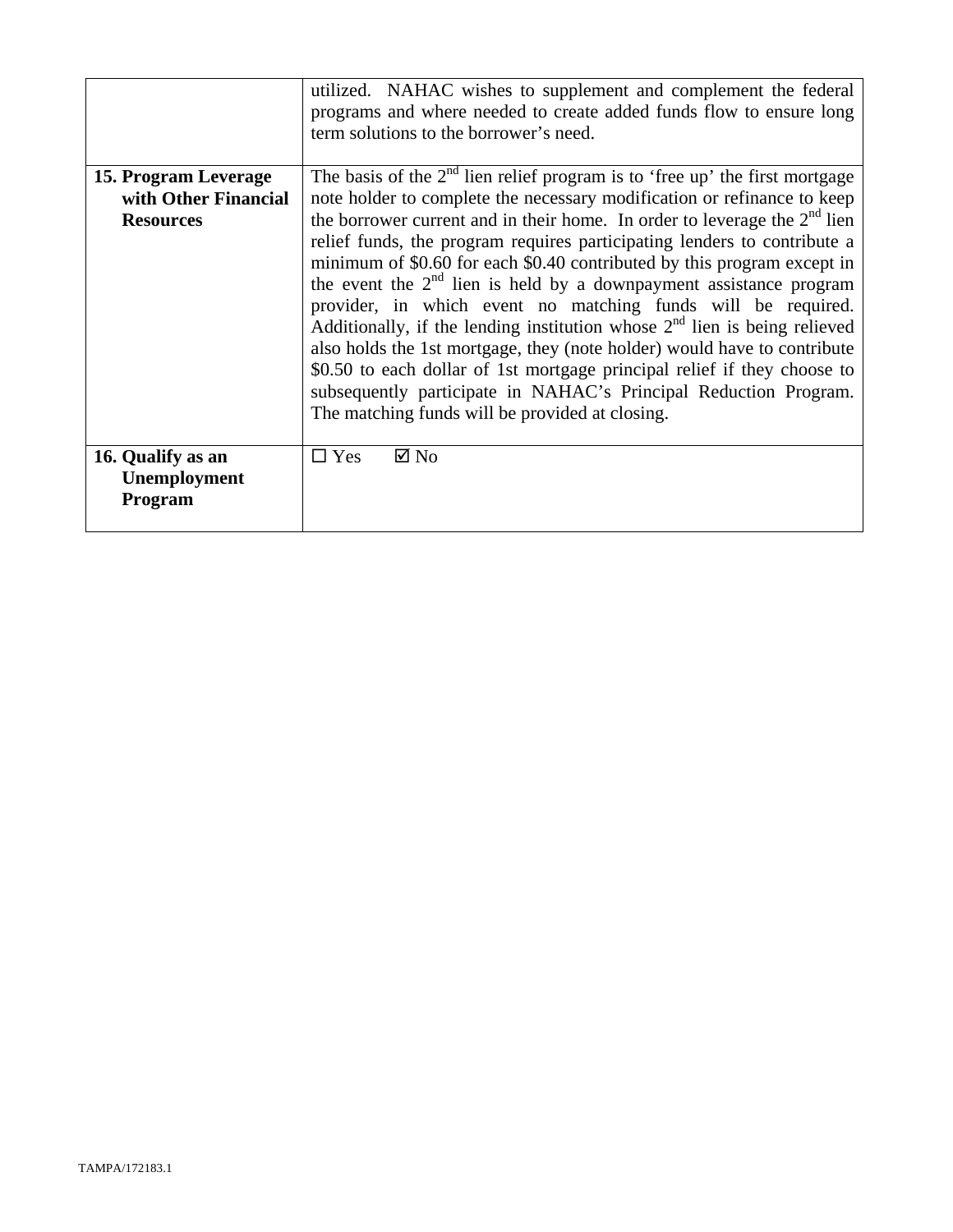| | |
|---|---|
| | utilized. NAHAC wishes to supplement and complement the federal programs and where needed to create added funds flow to ensure long term solutions to the borrower's need. |
| **15. Program Leverage with Other Financial Resources** | The basis of the 2nd lien relief program is to 'free up' the first mortgage note holder to complete the necessary modification or refinance to keep the borrower current and in their home. In order to leverage the 2nd lien relief funds, the program requires participating lenders to contribute a minimum of \$0.60 for each \$0.40 contributed by this program except in the event the 2nd lien is held by a downpayment assistance program provider, in which event no matching funds will be required. Additionally, if the lending institution whose 2nd lien is being relieved also holds the 1st mortgage, they (note holder) would have to contribute \$0.50 to each dollar of 1st mortgage principal relief if they choose to subsequently participate in NAHAC's Principal Reduction Program. The matching funds will be provided at closing. |
| **16. Qualify as an Unemployment Program** | ☐ Yes ☑ No |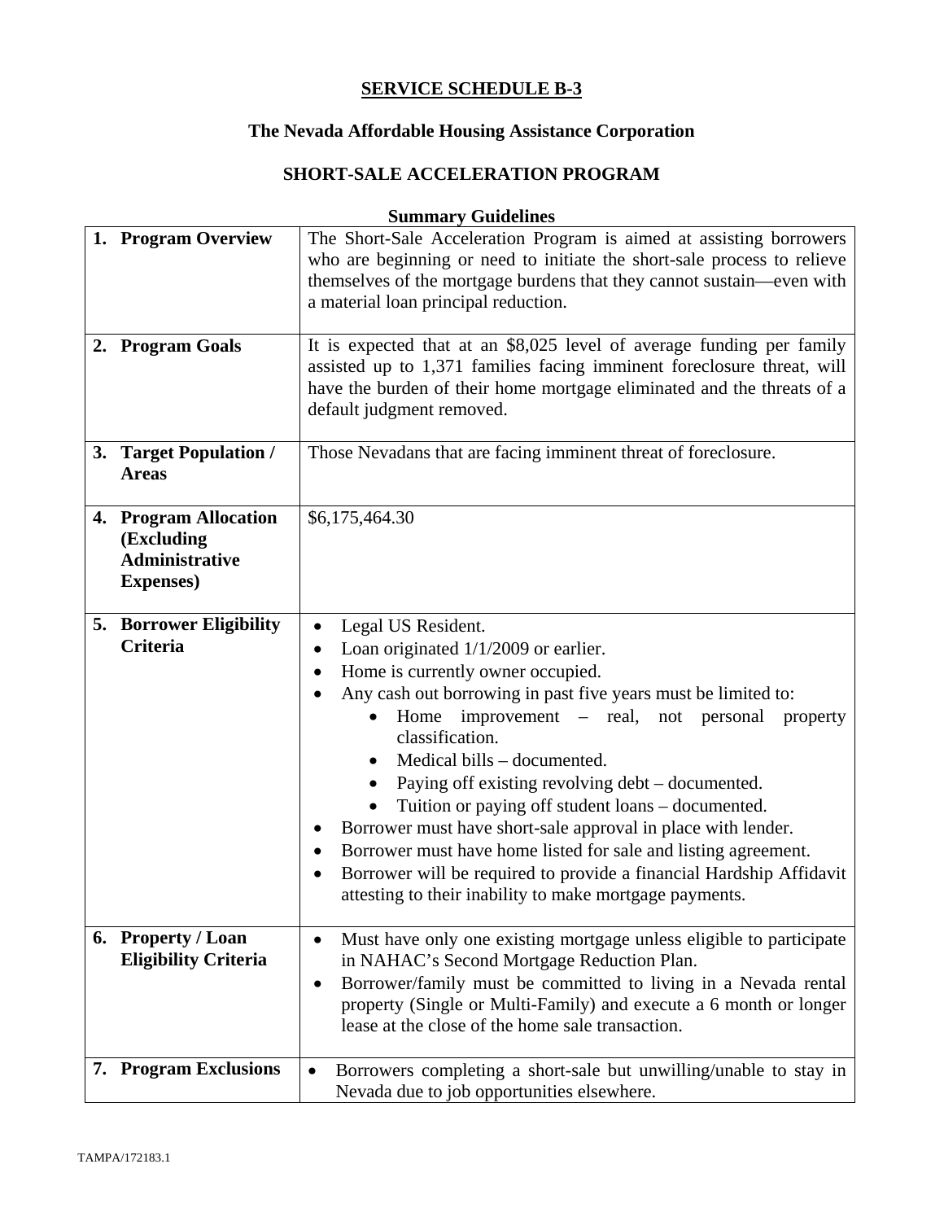**SERVICE SCHEDULE B-3**

**The Nevada Affordable Housing Assistance Corporation**

**SHORT-SALE ACCELERATION PROGRAM**

**Summary Guidelines**

| | |
|---|---|
| **1. Program Overview** | The Short-Sale Acceleration Program is aimed at assisting borrowers who are beginning or need to initiate the short-sale process to relieve themselves of the mortgage burdens that they cannot sustain—even with a material loan principal reduction. |
| **2. Program Goals** | It is expected that at an $8,025 level of average funding per family assisted up to 1,371 families facing imminent foreclosure threat, will have the burden of their home mortgage eliminated and the threats of a default judgment removed. |
| **3. Target Population / Areas** | Those Nevadans that are facing imminent threat of foreclosure. |
| **4. Program Allocation (Excluding Administrative Expenses)** | $6,175,464.30 |
| **5. Borrower Eligibility Criteria** | • Legal US Resident.<br>• Loan originated 1/1/2009 or earlier.<br>• Home is currently owner occupied.<br>• Any cash out borrowing in past five years must be limited to:<br>&nbsp;&nbsp;&nbsp;&nbsp;• Home improvement – real, not personal property classification.<br>&nbsp;&nbsp;&nbsp;&nbsp;• Medical bills – documented.<br>&nbsp;&nbsp;&nbsp;&nbsp;• Paying off existing revolving debt – documented.<br>&nbsp;&nbsp;&nbsp;&nbsp;• Tuition or paying off student loans – documented.<br>• Borrower must have short-sale approval in place with lender.<br>• Borrower must have home listed for sale and listing agreement.<br>• Borrower will be required to provide a financial Hardship Affidavit attesting to their inability to make mortgage payments. |
| **6. Property / Loan Eligibility Criteria** | • Must have only one existing mortgage unless eligible to participate in NAHAC's Second Mortgage Reduction Plan.<br>• Borrower/family must be committed to living in a Nevada rental property (Single or Multi-Family) and execute a 6 month or longer lease at the close of the home sale transaction. |
| **7. Program Exclusions** | • Borrowers completing a short-sale but unwilling/unable to stay in Nevada due to job opportunities elsewhere. |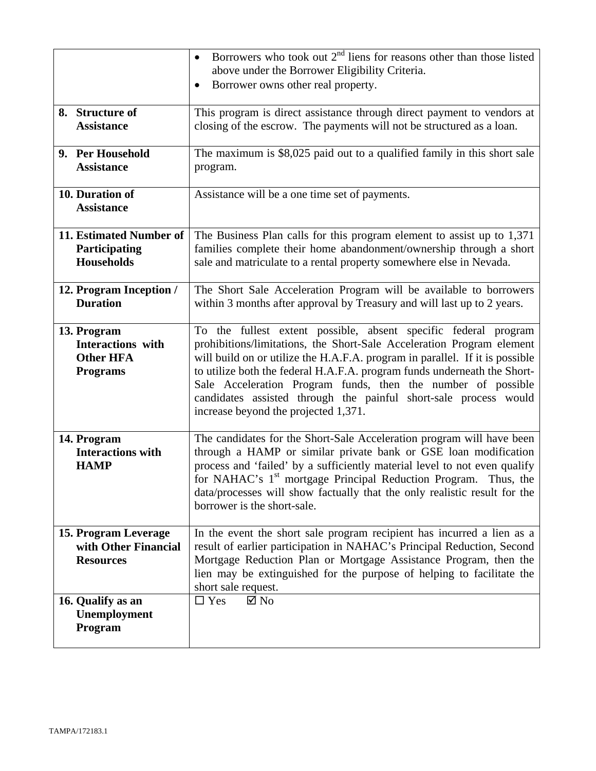| | |
|---|---|
| | • Borrowers who took out 2nd liens for reasons other than those listed above under the Borrower Eligibility Criteria.<br>• Borrower owns other real property. |
| **8. Structure of Assistance** | This program is direct assistance through direct payment to vendors at closing of the escrow. The payments will not be structured as a loan. |
| **9. Per Household Assistance** | The maximum is $8,025 paid out to a qualified family in this short sale program. |
| **10. Duration of Assistance** | Assistance will be a one time set of payments. |
| **11. Estimated Number of Participating Households** | The Business Plan calls for this program element to assist up to 1,371 families complete their home abandonment/ownership through a short sale and matriculate to a rental property somewhere else in Nevada. |
| **12. Program Inception / Duration** | The Short Sale Acceleration Program will be available to borrowers within 3 months after approval by Treasury and will last up to 2 years. |
| **13. Program Interactions with Other HFA Programs** | To the fullest extent possible, absent specific federal program prohibitions/limitations, the Short-Sale Acceleration Program element will build on or utilize the H.A.F.A. program in parallel. If it is possible to utilize both the federal H.A.F.A. program funds underneath the Short-Sale Acceleration Program funds, then the number of possible candidates assisted through the painful short-sale process would increase beyond the projected 1,371. |
| **14. Program Interactions with HAMP** | The candidates for the Short-Sale Acceleration program will have been through a HAMP or similar private bank or GSE loan modification process and 'failed' by a sufficiently material level to not even qualify for NAHAC's 1st mortgage Principal Reduction Program. Thus, the data/processes will show factually that the only realistic result for the borrower is the short-sale. |
| **15. Program Leverage with Other Financial Resources** | In the event the short sale program recipient has incurred a lien as a result of earlier participation in NAHAC's Principal Reduction, Second Mortgage Reduction Plan or Mortgage Assistance Program, then the lien may be extinguished for the purpose of helping to facilitate the short sale request. |
| **16. Qualify as an Unemployment Program** | ☐ Yes ☑ No |

TAMPA/172183.1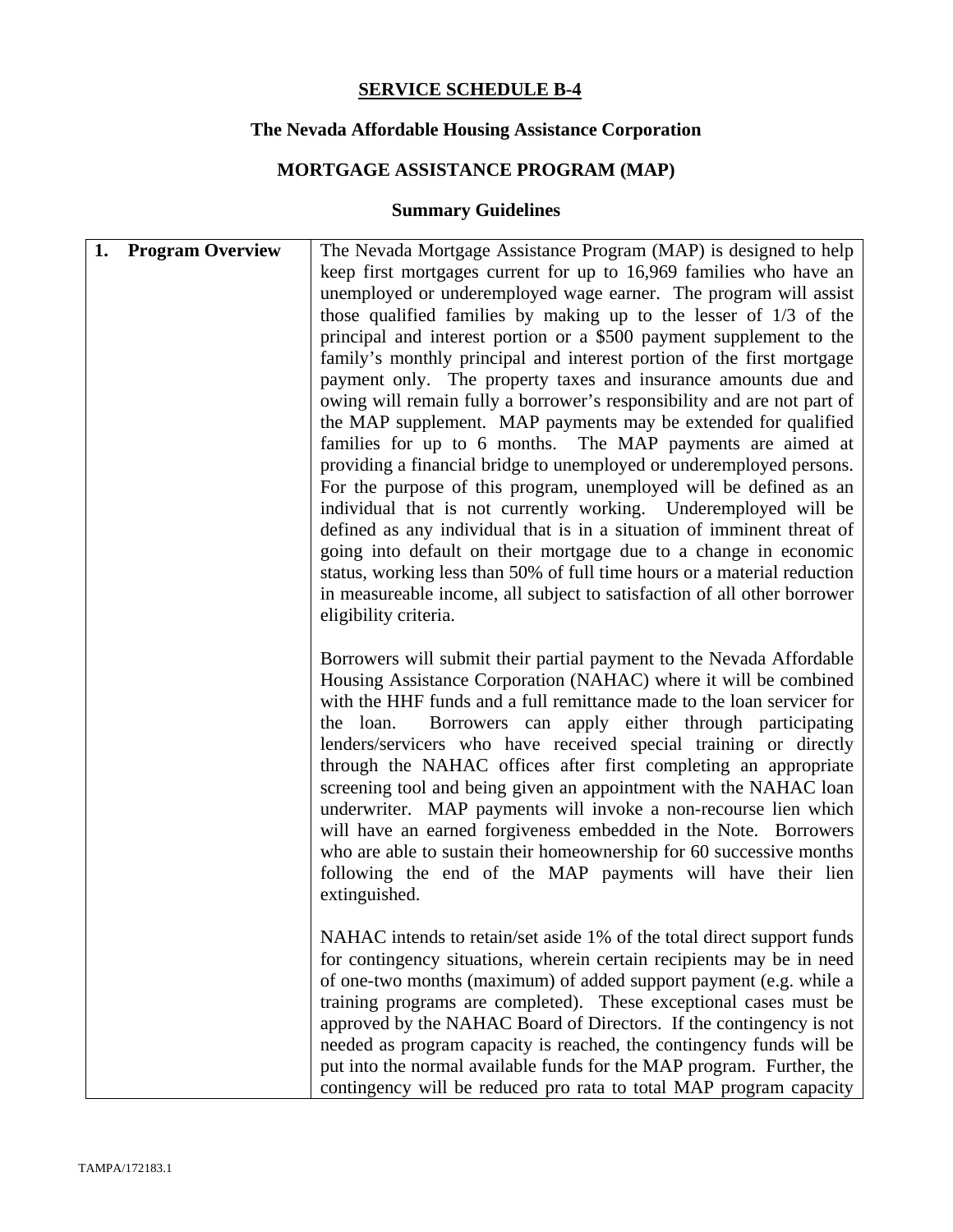**SERVICE SCHEDULE B-4**

**The Nevada Affordable Housing Assistance Corporation**

**MORTGAGE ASSISTANCE PROGRAM (MAP)**

**Summary Guidelines**

| | |
|---|---|
| **1. Program Overview** | The Nevada Mortgage Assistance Program (MAP) is designed to help keep first mortgages current for up to 16,969 families who have an unemployed or underemployed wage earner. The program will assist those qualified families by making up to the lesser of 1/3 of the principal and interest portion or a $500 payment supplement to the family's monthly principal and interest portion of the first mortgage payment only. The property taxes and insurance amounts due and owing will remain fully a borrower's responsibility and are not part of the MAP supplement. MAP payments may be extended for qualified families for up to 6 months. The MAP payments are aimed at providing a financial bridge to unemployed or underemployed persons. For the purpose of this program, unemployed will be defined as an individual that is not currently working. Underemployed will be defined as any individual that is in a situation of imminent threat of going into default on their mortgage due to a change in economic status, working less than 50% of full time hours or a material reduction in measureable income, all subject to satisfaction of all other borrower eligibility criteria.<br><br>Borrowers will submit their partial payment to the Nevada Affordable Housing Assistance Corporation (NAHAC) where it will be combined with the HHF funds and a full remittance made to the loan servicer for the loan. Borrowers can apply either through participating lenders/servicers who have received special training or directly through the NAHAC offices after first completing an appropriate screening tool and being given an appointment with the NAHAC loan underwriter. MAP payments will invoke a non-recourse lien which will have an earned forgiveness embedded in the Note. Borrowers who are able to sustain their homeownership for 60 successive months following the end of the MAP payments will have their lien extinguished.<br><br>NAHAC intends to retain/set aside 1% of the total direct support funds for contingency situations, wherein certain recipients may be in need of one-two months (maximum) of added support payment (e.g. while a training programs are completed). These exceptional cases must be approved by the NAHAC Board of Directors. If the contingency is not needed as program capacity is reached, the contingency funds will be put into the normal available funds for the MAP program. Further, the contingency will be reduced pro rata to total MAP program capacity |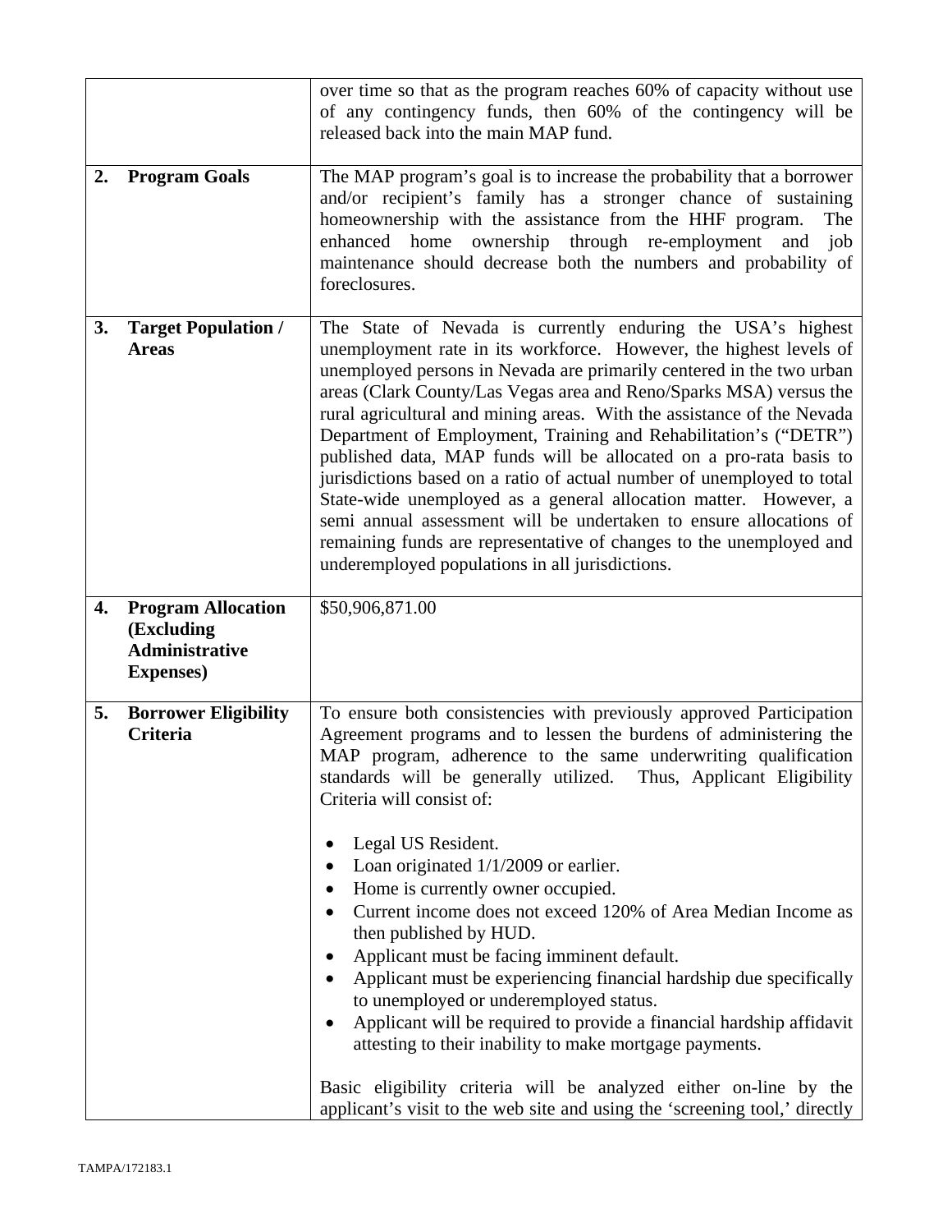| | |
|---|---|
| | over time so that as the program reaches 60% of capacity without use of any contingency funds, then 60% of the contingency will be released back into the main MAP fund. |
| **2. Program Goals** | The MAP program's goal is to increase the probability that a borrower and/or recipient's family has a stronger chance of sustaining homeownership with the assistance from the HHF program. The enhanced home ownership through re-employment and job maintenance should decrease both the numbers and probability of foreclosures. |
| **3. Target Population / Areas** | The State of Nevada is currently enduring the USA's highest unemployment rate in its workforce. However, the highest levels of unemployed persons in Nevada are primarily centered in the two urban areas (Clark County/Las Vegas area and Reno/Sparks MSA) versus the rural agricultural and mining areas. With the assistance of the Nevada Department of Employment, Training and Rehabilitation's ("DETR") published data, MAP funds will be allocated on a pro-rata basis to jurisdictions based on a ratio of actual number of unemployed to total State-wide unemployed as a general allocation matter. However, a semi annual assessment will be undertaken to ensure allocations of remaining funds are representative of changes to the unemployed and underemployed populations in all jurisdictions. |
| **4. Program Allocation (Excluding Administrative Expenses)** | $50,906,871.00 |
| **5. Borrower Eligibility Criteria** | To ensure both consistencies with previously approved Participation Agreement programs and to lessen the burdens of administering the MAP program, adherence to the same underwriting qualification standards will be generally utilized. Thus, Applicant Eligibility Criteria will consist of:<br><br>• Legal US Resident.<br>• Loan originated 1/1/2009 or earlier.<br>• Home is currently owner occupied.<br>• Current income does not exceed 120% of Area Median Income as then published by HUD.<br>• Applicant must be facing imminent default.<br>• Applicant must be experiencing financial hardship due specifically to unemployed or underemployed status.<br>• Applicant will be required to provide a financial hardship affidavit attesting to their inability to make mortgage payments.<br><br>Basic eligibility criteria will be analyzed either on-line by the applicant's visit to the web site and using the 'screening tool,' directly |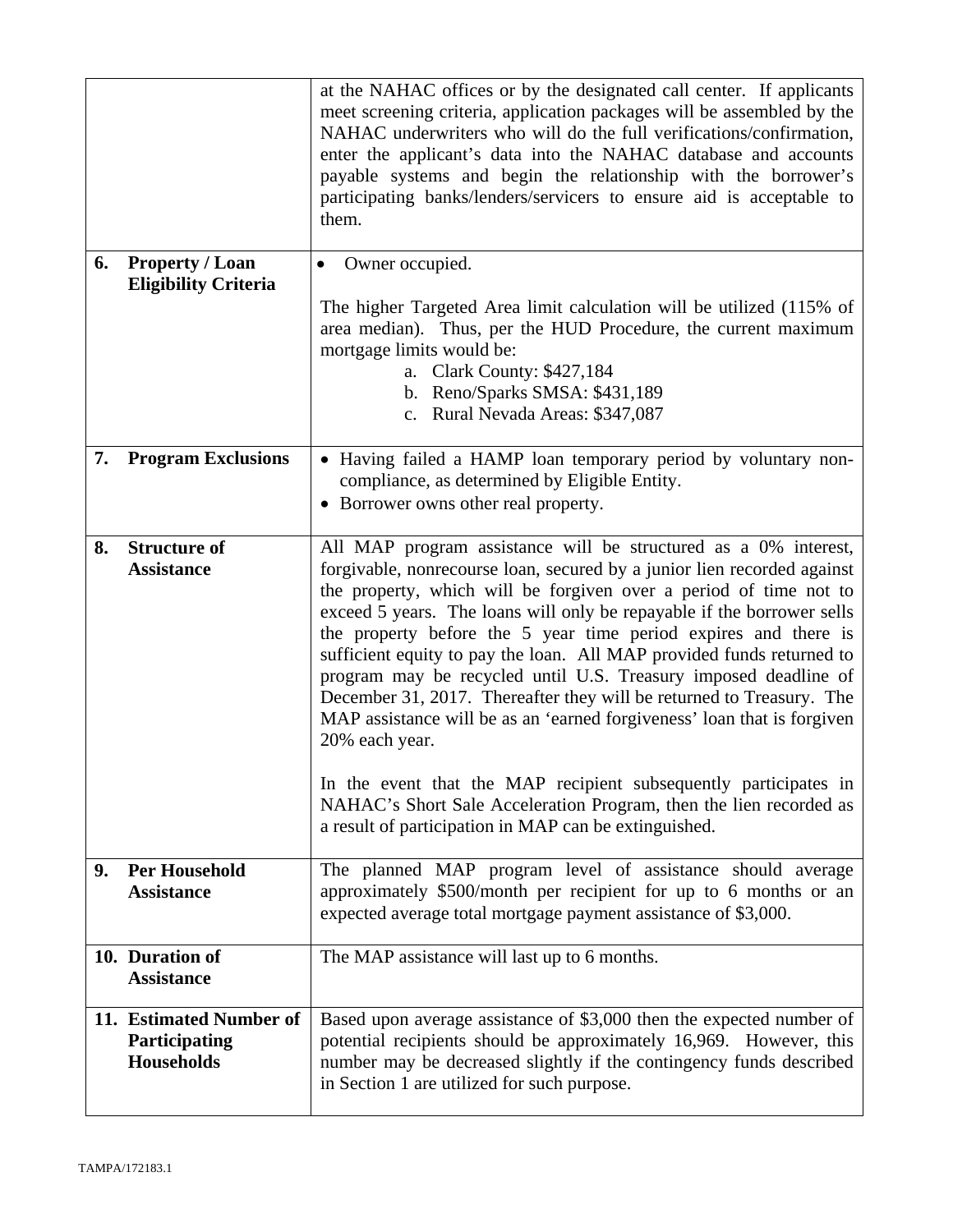| | |
|---|---|
| | at the NAHAC offices or by the designated call center. If applicants meet screening criteria, application packages will be assembled by the NAHAC underwriters who will do the full verifications/confirmation, enter the applicant's data into the NAHAC database and accounts payable systems and begin the relationship with the borrower's participating banks/lenders/servicers to ensure aid is acceptable to them. |
| **6. Property / Loan Eligibility Criteria** | • Owner occupied.<br><br>The higher Targeted Area limit calculation will be utilized (115% of area median). Thus, per the HUD Procedure, the current maximum mortgage limits would be:<br>a. Clark County: $427,184<br>b. Reno/Sparks SMSA: $431,189<br>c. Rural Nevada Areas: $347,087 |
| **7. Program Exclusions** | • Having failed a HAMP loan temporary period by voluntary non-compliance, as determined by Eligible Entity.<br>• Borrower owns other real property. |
| **8. Structure of Assistance** | All MAP program assistance will be structured as a 0% interest, forgivable, nonrecourse loan, secured by a junior lien recorded against the property, which will be forgiven over a period of time not to exceed 5 years. The loans will only be repayable if the borrower sells the property before the 5 year time period expires and there is sufficient equity to pay the loan. All MAP provided funds returned to program may be recycled until U.S. Treasury imposed deadline of December 31, 2017. Thereafter they will be returned to Treasury. The MAP assistance will be as an 'earned forgiveness' loan that is forgiven 20% each year.<br><br>In the event that the MAP recipient subsequently participates in NAHAC's Short Sale Acceleration Program, then the lien recorded as a result of participation in MAP can be extinguished. |
| **9. Per Household Assistance** | The planned MAP program level of assistance should average approximately $500/month per recipient for up to 6 months or an expected average total mortgage payment assistance of $3,000. |
| **10. Duration of Assistance** | The MAP assistance will last up to 6 months. |
| **11. Estimated Number of Participating Households** | Based upon average assistance of $3,000 then the expected number of potential recipients should be approximately 16,969. However, this number may be decreased slightly if the contingency funds described in Section 1 are utilized for such purpose. |

TAMPA/172183.1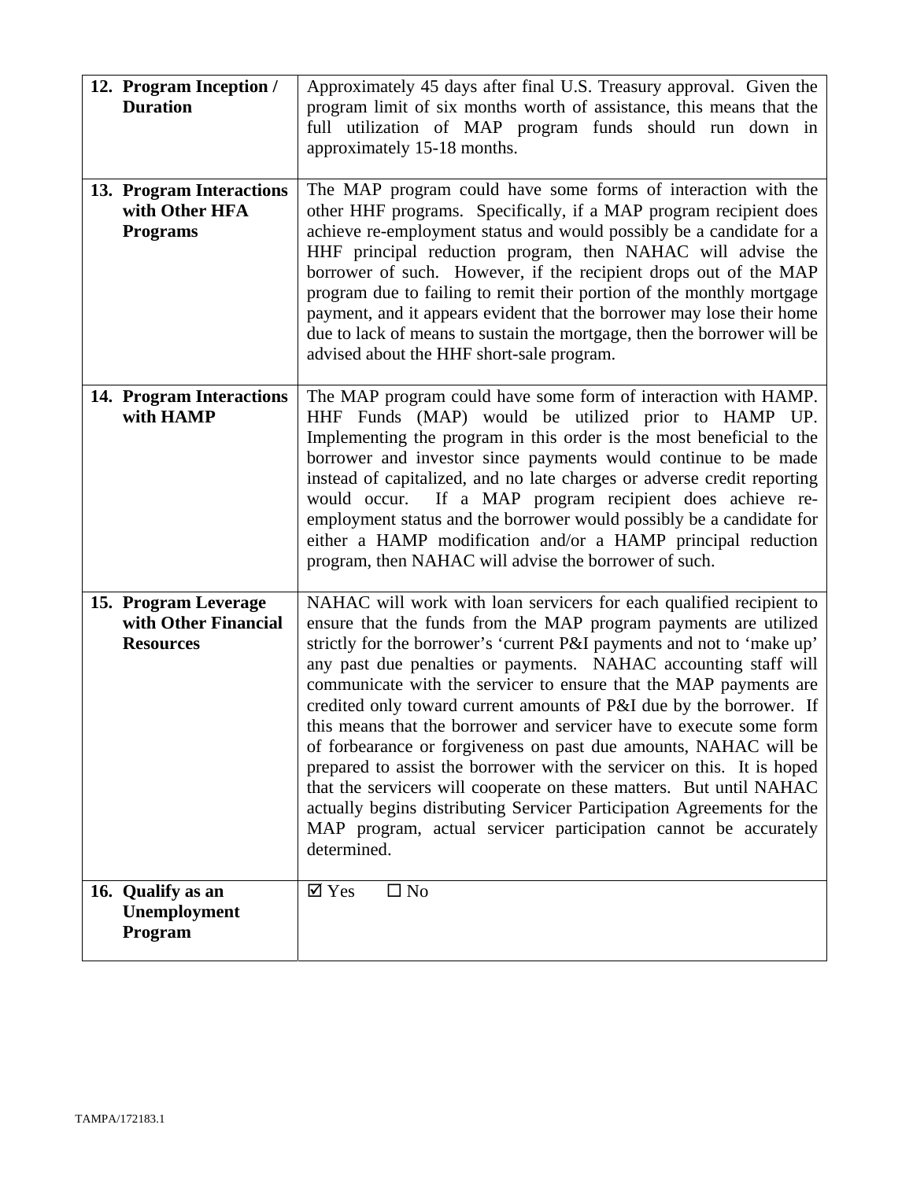| | |
|---|---|
| **12. Program Inception / Duration** | Approximately 45 days after final U.S. Treasury approval. Given the program limit of six months worth of assistance, this means that the full utilization of MAP program funds should run down in approximately 15-18 months. |
| **13. Program Interactions with Other HFA Programs** | The MAP program could have some forms of interaction with the other HHF programs. Specifically, if a MAP program recipient does achieve re-employment status and would possibly be a candidate for a HHF principal reduction program, then NAHAC will advise the borrower of such. However, if the recipient drops out of the MAP program due to failing to remit their portion of the monthly mortgage payment, and it appears evident that the borrower may lose their home due to lack of means to sustain the mortgage, then the borrower will be advised about the HHF short-sale program. |
| **14. Program Interactions with HAMP** | The MAP program could have some form of interaction with HAMP. HHF Funds (MAP) would be utilized prior to HAMP UP. Implementing the program in this order is the most beneficial to the borrower and investor since payments would continue to be made instead of capitalized, and no late charges or adverse credit reporting would occur. If a MAP program recipient does achieve re-employment status and the borrower would possibly be a candidate for either a HAMP modification and/or a HAMP principal reduction program, then NAHAC will advise the borrower of such. |
| **15. Program Leverage with Other Financial Resources** | NAHAC will work with loan servicers for each qualified recipient to ensure that the funds from the MAP program payments are utilized strictly for the borrower's 'current P&I payments and not to 'make up' any past due penalties or payments. NAHAC accounting staff will communicate with the servicer to ensure that the MAP payments are credited only toward current amounts of P&I due by the borrower. If this means that the borrower and servicer have to execute some form of forbearance or forgiveness on past due amounts, NAHAC will be prepared to assist the borrower with the servicer on this. It is hoped that the servicers will cooperate on these matters. But until NAHAC actually begins distributing Servicer Participation Agreements for the MAP program, actual servicer participation cannot be accurately determined. |
| **16. Qualify as an Unemployment Program** | ☑ Yes ☐ No |

TAMPA/172183.1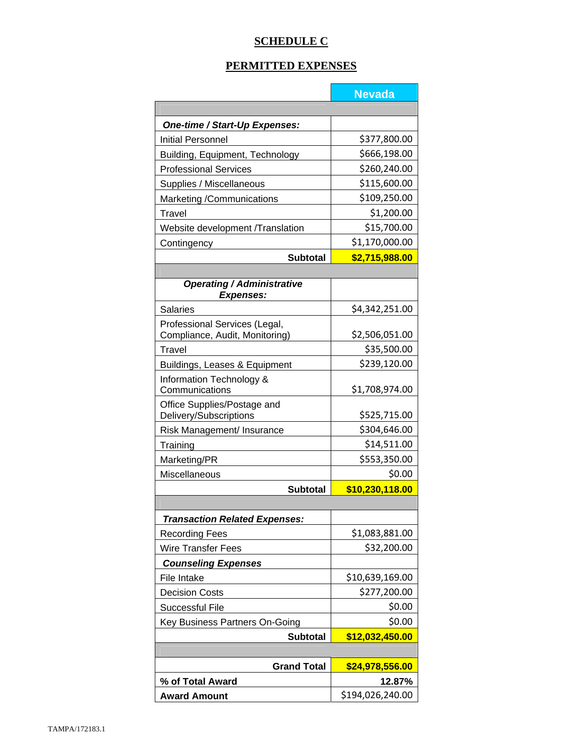# SCHEDULE C

## PERMITTED EXPENSES

| | Nevada |
|---|---|
| | |
| ***One-time / Start-Up Expenses:*** | |
| Initial Personnel | $377,800.00 |
| Building, Equipment, Technology | $666,198.00 |
| Professional Services | $260,240.00 |
| Supplies / Miscellaneous | $115,600.00 |
| Marketing /Communications | $109,250.00 |
| Travel | $1,200.00 |
| Website development /Translation | $15,700.00 |
| Contingency | $1,170,000.00 |
| **Subtotal** | **$2,715,988.00** |
| | |
| ***Operating / Administrative Expenses:*** | |
| Salaries | $4,342,251.00 |
| Professional Services (Legal, Compliance, Audit, Monitoring) | $2,506,051.00 |
| Travel | $35,500.00 |
| Buildings, Leases & Equipment | $239,120.00 |
| Information Technology & Communications | $1,708,974.00 |
| Office Supplies/Postage and Delivery/Subscriptions | $525,715.00 |
| Risk Management/ Insurance | $304,646.00 |
| Training | $14,511.00 |
| Marketing/PR | $553,350.00 |
| Miscellaneous | $0.00 |
| **Subtotal** | **$10,230,118.00** |
| | |
| ***Transaction Related Expenses:*** | |
| Recording Fees | $1,083,881.00 |
| Wire Transfer Fees | $32,200.00 |
| ***Counseling Expenses*** | |
| File Intake | $10,639,169.00 |
| Decision Costs | $277,200.00 |
| Successful File | $0.00 |
| Key Business Partners On-Going | $0.00 |
| **Subtotal** | **$12,032,450.00** |
| | |
| **Grand Total** | **$24,978,556.00** |
| **% of Total Award** | **12.87%** |
| **Award Amount** | $194,026,240.00 |

TAMPA/172183.1